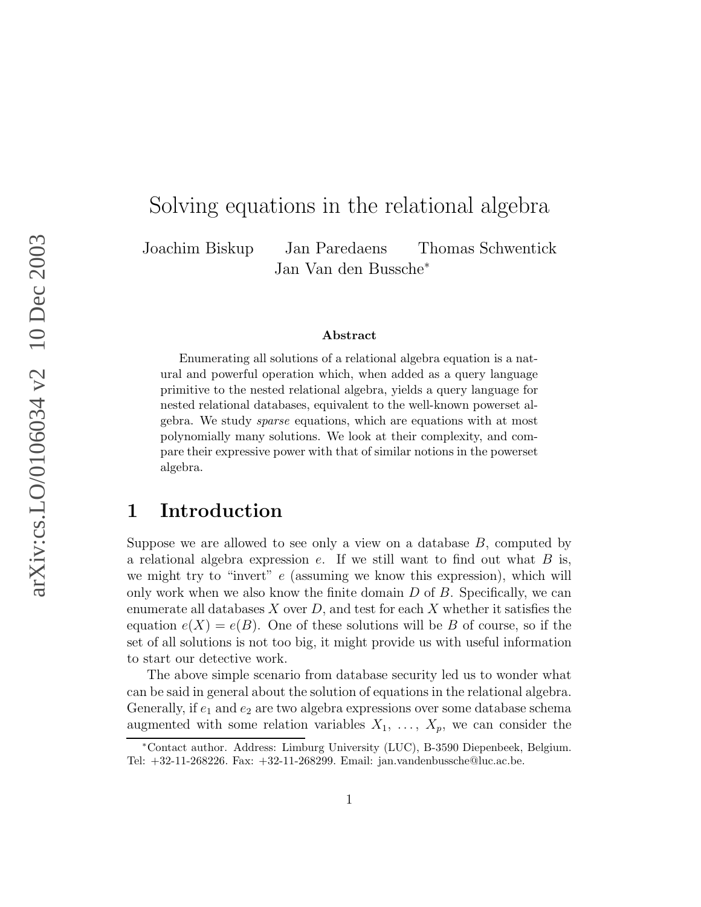# Solving equations in the relational algebra

Joachim Biskup  Jan Paredaens  Thomas Schwentick  
Jan Van den Bussche*

### Abstract

Enumerating all solutions of a relational algebra equation is a natural and powerful operation which, when added as a query language primitive to the nested relational algebra, yields a query language for nested relational databases, equivalent to the well-known powerset algebra. We study *sparse* equations, which are equations with at most polynomially many solutions. We look at their complexity, and compare their expressive power with that of similar notions in the powerset algebra.

## 1 Introduction

Suppose we are allowed to see only a view on a database $B$, computed by a relational algebra expression $e$. If we still want to find out what $B$ is, we might try to "invert" $e$ (assuming we know this expression), which will only work when we also know the finite domain $D$ of $B$. Specifically, we can enumerate all databases $X$ over $D$, and test for each $X$ whether it satisfies the equation $e(X) = e(B)$. One of these solutions will be $B$ of course, so if the set of all solutions is not too big, it might provide us with useful information to start our detective work.

The above simple scenario from database security led us to wonder what can be said in general about the solution of equations in the relational algebra. Generally, if $e_1$ and $e_2$ are two algebra expressions over some database schema augmented with some relation variables $X_1, \ldots, X_p$, we can consider the

---

*Contact author. Address: Limburg University (LUC), B-3590 Diepenbeek, Belgium. Tel: +32-11-268226. Fax: +32-11-268299. Email: jan.vandenbussche@luc.ac.be.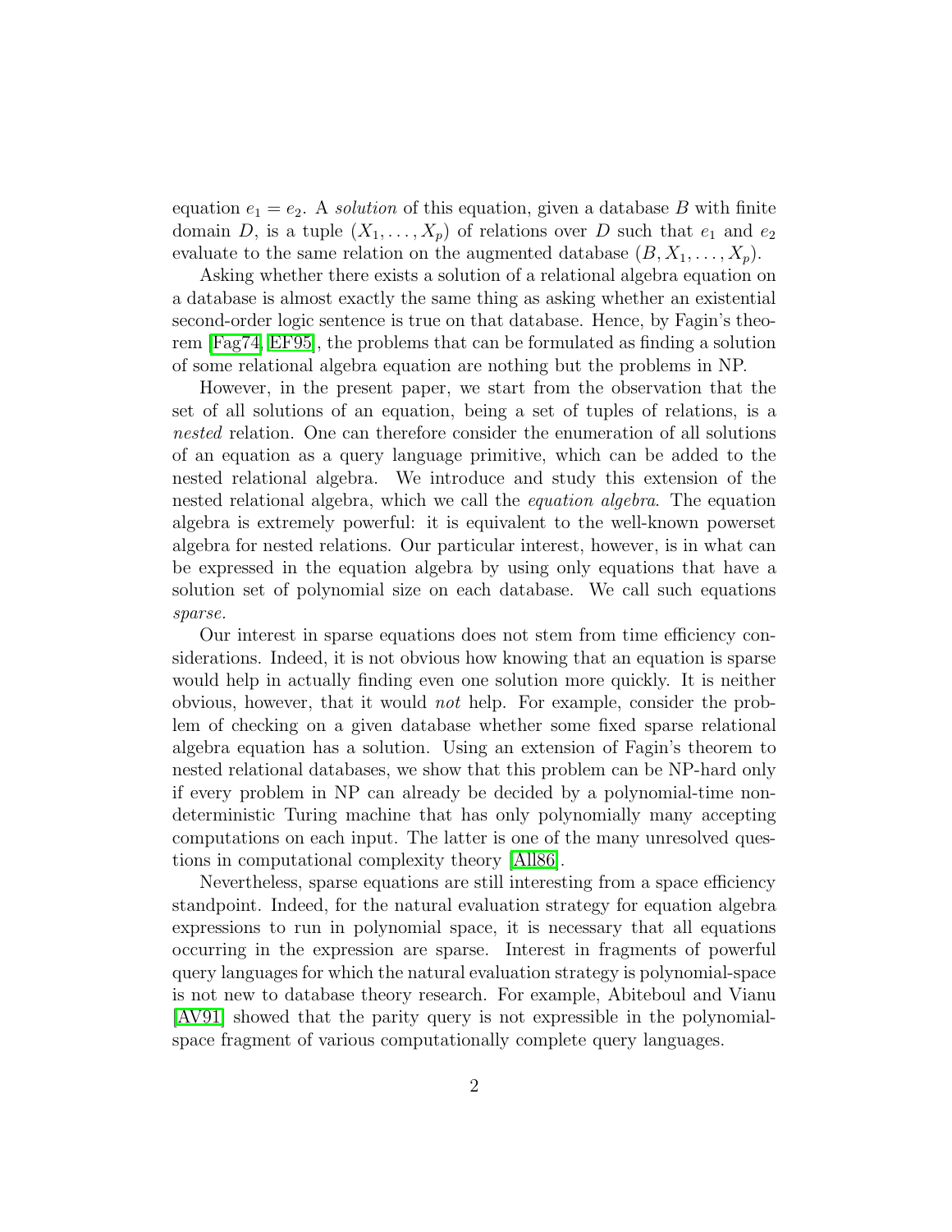equation $e_1 = e_2$. A *solution* of this equation, given a database $B$ with finite domain $D$, is a tuple $(X_1, \dots, X_p)$ of relations over $D$ such that $e_1$ and $e_2$ evaluate to the same relation on the augmented database $(B, X_1, \dots, X_p)$.

Asking whether there exists a solution of a relational algebra equation on a database is almost exactly the same thing as asking whether an existential second-order logic sentence is true on that database. Hence, by Fagin's theorem [Fag74, EF95], the problems that can be formulated as finding a solution of some relational algebra equation are nothing but the problems in NP.

However, in the present paper, we start from the observation that the set of all solutions of an equation, being a set of tuples of relations, is a *nested* relation. One can therefore consider the enumeration of all solutions of an equation as a query language primitive, which can be added to the nested relational algebra. We introduce and study this extension of the nested relational algebra, which we call the *equation algebra*. The equation algebra is extremely powerful: it is equivalent to the well-known powerset algebra for nested relations. Our particular interest, however, is in what can be expressed in the equation algebra by using only equations that have a solution set of polynomial size on each database. We call such equations *sparse.*

Our interest in sparse equations does not stem from time efficiency considerations. Indeed, it is not obvious how knowing that an equation is sparse would help in actually finding even one solution more quickly. It is neither obvious, however, that it would *not* help. For example, consider the problem of checking on a given database whether some fixed sparse relational algebra equation has a solution. Using an extension of Fagin's theorem to nested relational databases, we show that this problem can be NP-hard only if every problem in NP can already be decided by a polynomial-time nondeterministic Turing machine that has only polynomially many accepting computations on each input. The latter is one of the many unresolved questions in computational complexity theory [All86].

Nevertheless, sparse equations are still interesting from a space efficiency standpoint. Indeed, for the natural evaluation strategy for equation algebra expressions to run in polynomial space, it is necessary that all equations occurring in the expression are sparse. Interest in fragments of powerful query languages for which the natural evaluation strategy is polynomial-space is not new to database theory research. For example, Abiteboul and Vianu [AV91] showed that the parity query is not expressible in the polynomial-space fragment of various computationally complete query languages.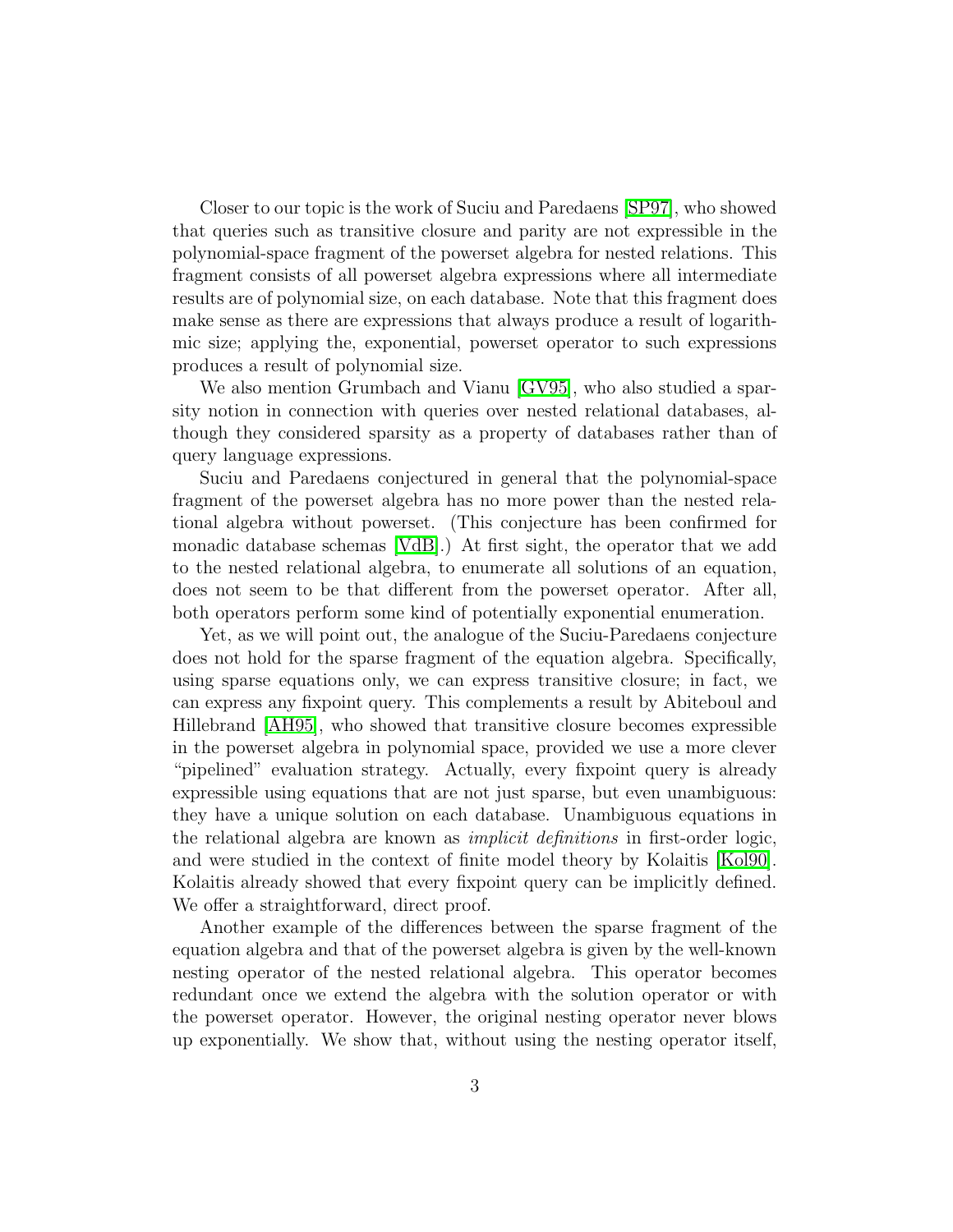Closer to our topic is the work of Suciu and Paredaens [SP97], who showed that queries such as transitive closure and parity are not expressible in the polynomial-space fragment of the powerset algebra for nested relations. This fragment consists of all powerset algebra expressions where all intermediate results are of polynomial size, on each database. Note that this fragment does make sense as there are expressions that always produce a result of logarithmic size; applying the, exponential, powerset operator to such expressions produces a result of polynomial size.

We also mention Grumbach and Vianu [GV95], who also studied a sparsity notion in connection with queries over nested relational databases, although they considered sparsity as a property of databases rather than of query language expressions.

Suciu and Paredaens conjectured in general that the polynomial-space fragment of the powerset algebra has no more power than the nested relational algebra without powerset. (This conjecture has been confirmed for monadic database schemas [VdB].) At first sight, the operator that we add to the nested relational algebra, to enumerate all solutions of an equation, does not seem to be that different from the powerset operator. After all, both operators perform some kind of potentially exponential enumeration.

Yet, as we will point out, the analogue of the Suciu-Paredaens conjecture does not hold for the sparse fragment of the equation algebra. Specifically, using sparse equations only, we can express transitive closure; in fact, we can express any fixpoint query. This complements a result by Abiteboul and Hillebrand [AH95], who showed that transitive closure becomes expressible in the powerset algebra in polynomial space, provided we use a more clever "pipelined" evaluation strategy. Actually, every fixpoint query is already expressible using equations that are not just sparse, but even unambiguous: they have a unique solution on each database. Unambiguous equations in the relational algebra are known as *implicit definitions* in first-order logic, and were studied in the context of finite model theory by Kolaitis [Kol90]. Kolaitis already showed that every fixpoint query can be implicitly defined. We offer a straightforward, direct proof.

Another example of the differences between the sparse fragment of the equation algebra and that of the powerset algebra is given by the well-known nesting operator of the nested relational algebra. This operator becomes redundant once we extend the algebra with the solution operator or with the powerset operator. However, the original nesting operator never blows up exponentially. We show that, without using the nesting operator itself,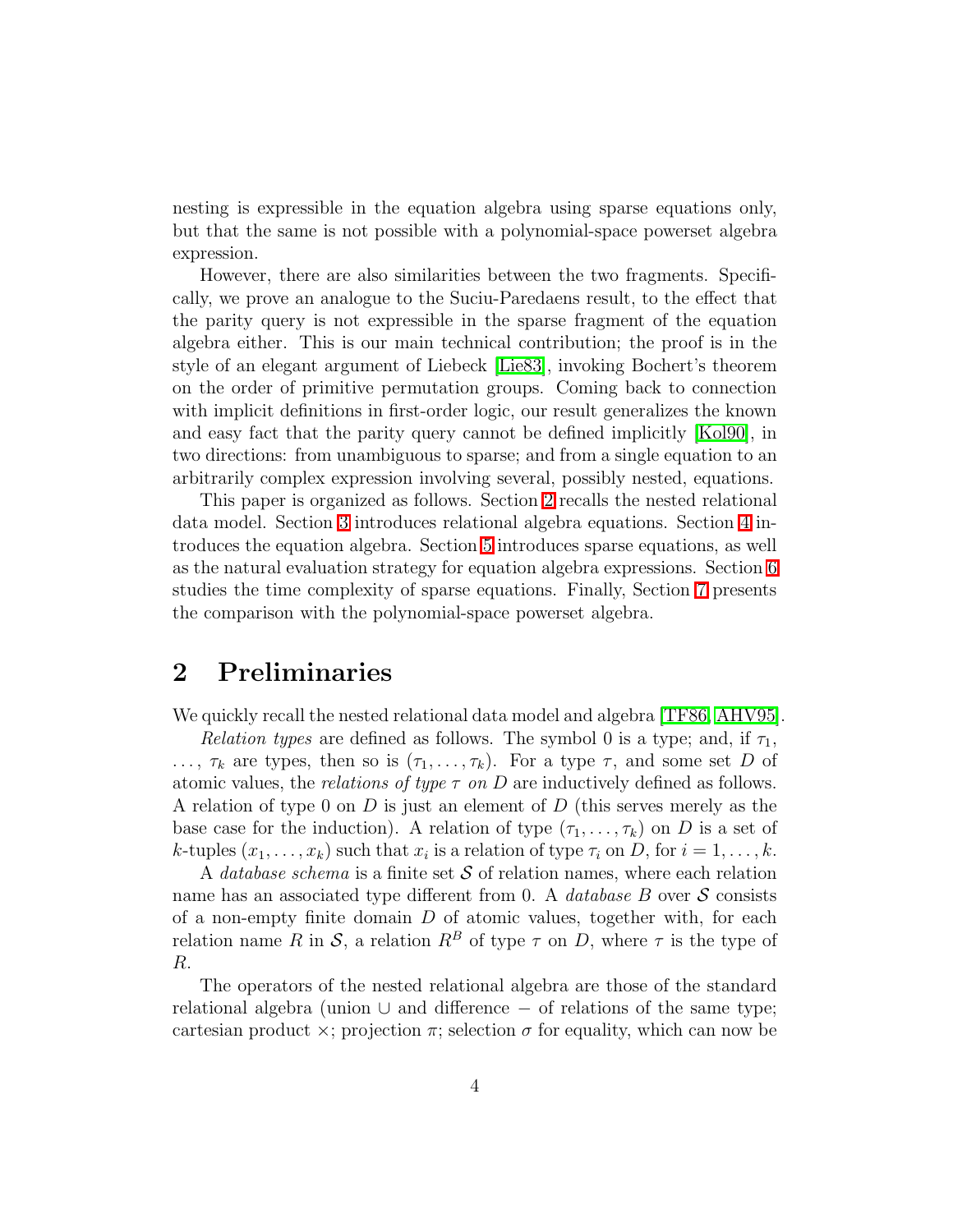nesting is expressible in the equation algebra using sparse equations only, but that the same is not possible with a polynomial-space powerset algebra expression.

However, there are also similarities between the two fragments. Specifically, we prove an analogue to the Suciu-Paredaens result, to the effect that the parity query is not expressible in the sparse fragment of the equation algebra either. This is our main technical contribution; the proof is in the style of an elegant argument of Liebeck [Lie83], invoking Bochert's theorem on the order of primitive permutation groups. Coming back to connection with implicit definitions in first-order logic, our result generalizes the known and easy fact that the parity query cannot be defined implicitly [Kol90], in two directions: from unambiguous to sparse; and from a single equation to an arbitrarily complex expression involving several, possibly nested, equations.

This paper is organized as follows. Section 2 recalls the nested relational data model. Section 3 introduces relational algebra equations. Section 4 introduces the equation algebra. Section 5 introduces sparse equations, as well as the natural evaluation strategy for equation algebra expressions. Section 6 studies the time complexity of sparse equations. Finally, Section 7 presents the comparison with the polynomial-space powerset algebra.

## 2 Preliminaries

We quickly recall the nested relational data model and algebra [TF86, AHV95].

*Relation types* are defined as follows. The symbol 0 is a type; and, if $\tau_1$, $\dots$, $\tau_k$ are types, then so is $(\tau_1, \dots, \tau_k)$. For a type $\tau$, and some set $D$ of atomic values, the *relations of type $\tau$ on $D$* are inductively defined as follows. A relation of type 0 on $D$ is just an element of $D$ (this serves merely as the base case for the induction). A relation of type $(\tau_1, \dots, \tau_k)$ on $D$ is a set of $k$-tuples $(x_1, \dots, x_k)$ such that $x_i$ is a relation of type $\tau_i$ on $D$, for $i = 1, \dots, k$.

A *database schema* is a finite set $\mathcal{S}$ of relation names, where each relation name has an associated type different from 0. A *database* $B$ over $\mathcal{S}$ consists of a non-empty finite domain $D$ of atomic values, together with, for each relation name $R$ in $\mathcal{S}$, a relation $R^B$ of type $\tau$ on $D$, where $\tau$ is the type of $R$.

The operators of the nested relational algebra are those of the standard relational algebra (union $\cup$ and difference $-$ of relations of the same type; cartesian product $\times$; projection $\pi$; selection $\sigma$ for equality, which can now be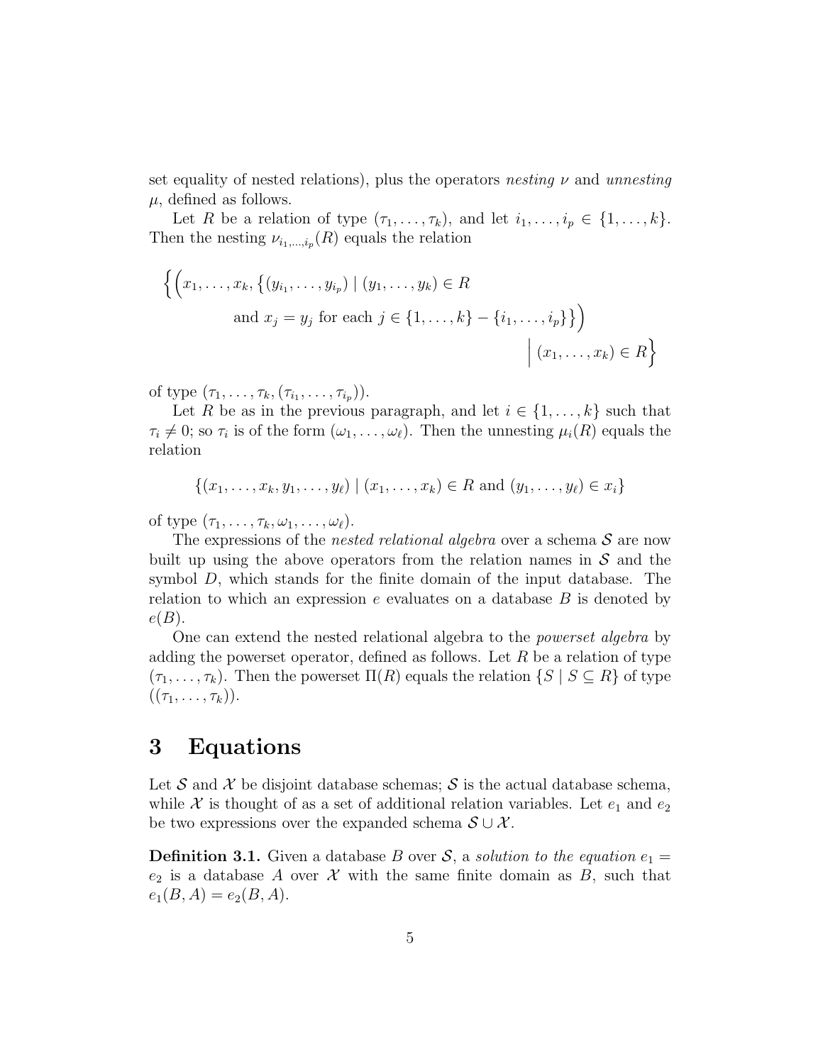set equality of nested relations), plus the operators *nesting* $\nu$ and *unnesting* $\mu$, defined as follows.

Let $R$ be a relation of type $(\tau_1, \dots, \tau_k)$, and let $i_1, \dots, i_p \in \{1, \dots, k\}$. Then the nesting $\nu_{i_1,\dots,i_p}(R)$ equals the relation

$$\Big\{ \Big( x_1, \dots, x_k, \{(y_{i_1}, \dots, y_{i_p}) \mid (y_1, \dots, y_k) \in R \text{ and } x_j = y_j \text{ for each } j \in \{1, \dots, k\} - \{i_1, \dots, i_p\}\} \Big) \;\Big|\; (x_1, \dots, x_k) \in R \Big\}$$

of type $(\tau_1, \dots, \tau_k, (\tau_{i_1}, \dots, \tau_{i_p}))$.

Let $R$ be as in the previous paragraph, and let $i \in \{1, \dots, k\}$ such that $\tau_i \neq 0$; so $\tau_i$ is of the form $(\omega_1, \dots, \omega_\ell)$. Then the unnesting $\mu_i(R)$ equals the relation

$$\{(x_1, \dots, x_k, y_1, \dots, y_\ell) \mid (x_1, \dots, x_k) \in R \text{ and } (y_1, \dots, y_\ell) \in x_i\}$$

of type $(\tau_1, \dots, \tau_k, \omega_1, \dots, \omega_\ell)$.

The expressions of the *nested relational algebra* over a schema $\mathcal{S}$ are now built up using the above operators from the relation names in $\mathcal{S}$ and the symbol $D$, which stands for the finite domain of the input database. The relation to which an expression $e$ evaluates on a database $B$ is denoted by $e(B)$.

One can extend the nested relational algebra to the *powerset algebra* by adding the powerset operator, defined as follows. Let $R$ be a relation of type $(\tau_1, \dots, \tau_k)$. Then the powerset $\Pi(R)$ equals the relation $\{S \mid S \subseteq R\}$ of type $((\tau_1, \dots, \tau_k))$.

# 3 Equations

Let $\mathcal{S}$ and $\mathcal{X}$ be disjoint database schemas; $\mathcal{S}$ is the actual database schema, while $\mathcal{X}$ is thought of as a set of additional relation variables. Let $e_1$ and $e_2$ be two expressions over the expanded schema $\mathcal{S} \cup \mathcal{X}$.

**Definition 3.1.** Given a database $B$ over $\mathcal{S}$, a *solution to the equation* $e_1 = e_2$ is a database $A$ over $\mathcal{X}$ with the same finite domain as $B$, such that $e_1(B, A) = e_2(B, A)$.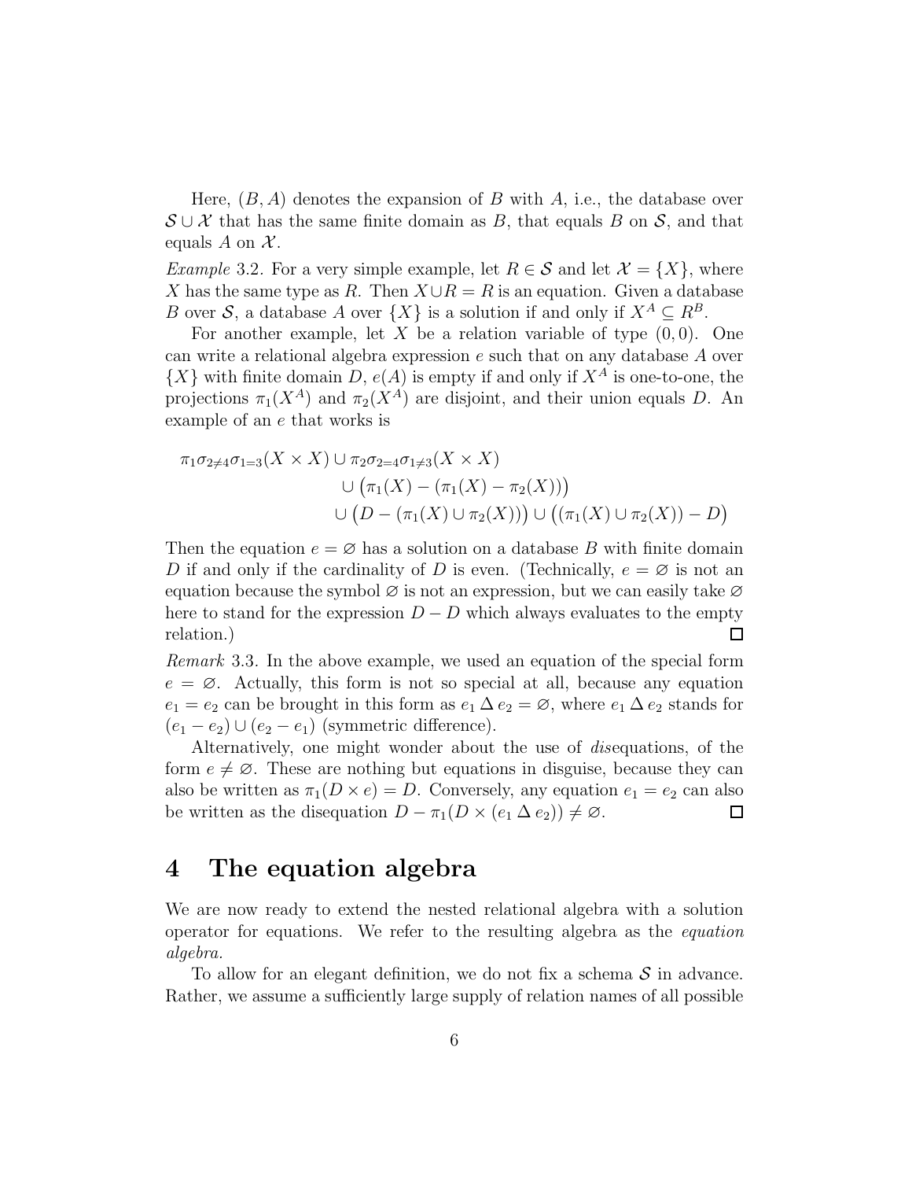Here, $(B, A)$ denotes the expansion of $B$ with $A$, i.e., the database over $\mathcal{S} \cup \mathcal{X}$ that has the same finite domain as $B$, that equals $B$ on $\mathcal{S}$, and that equals $A$ on $\mathcal{X}$.

*Example* 3.2. For a very simple example, let $R \in \mathcal{S}$ and let $\mathcal{X} = \{X\}$, where $X$ has the same type as $R$. Then $X \cup R = R$ is an equation. Given a database $B$ over $\mathcal{S}$, a database $A$ over $\{X\}$ is a solution if and only if $X^A \subseteq R^B$.

For another example, let $X$ be a relation variable of type $(0, 0)$. One can write a relational algebra expression $e$ such that on any database $A$ over $\{X\}$ with finite domain $D$, $e(A)$ is empty if and only if $X^A$ is one-to-one, the projections $\pi_1(X^A)$ and $\pi_2(X^A)$ are disjoint, and their union equals $D$. An example of an $e$ that works is

$$
\begin{aligned}
\pi_1 \sigma_{2 \neq 4} \sigma_{1=3}(X \times X) &\cup \pi_2 \sigma_{2=4} \sigma_{1 \neq 3}(X \times X) \\
&\cup \big(\pi_1(X) - (\pi_1(X) - \pi_2(X))\big) \\
&\cup \big(D - (\pi_1(X) \cup \pi_2(X))\big) \cup \big((\pi_1(X) \cup \pi_2(X)) - D\big)
\end{aligned}
$$

Then the equation $e = \varnothing$ has a solution on a database $B$ with finite domain $D$ if and only if the cardinality of $D$ is even. (Technically, $e = \varnothing$ is not an equation because the symbol $\varnothing$ is not an expression, but we can easily take $\varnothing$ here to stand for the expression $D - D$ which always evaluates to the empty relation.) □

*Remark* 3.3. In the above example, we used an equation of the special form $e = \varnothing$. Actually, this form is not so special at all, because any equation $e_1 = e_2$ can be brought in this form as $e_1 \,\Delta\, e_2 = \varnothing$, where $e_1 \,\Delta\, e_2$ stands for $(e_1 - e_2) \cup (e_2 - e_1)$ (symmetric difference).

Alternatively, one might wonder about the use of *dis*equations, of the form $e \neq \varnothing$. These are nothing but equations in disguise, because they can also be written as $\pi_1(D \times e) = D$. Conversely, any equation $e_1 = e_2$ can also be written as the disequation $D - \pi_1(D \times (e_1 \,\Delta\, e_2)) \neq \varnothing$. □

# 4 The equation algebra

We are now ready to extend the nested relational algebra with a solution operator for equations. We refer to the resulting algebra as the *equation algebra*.

To allow for an elegant definition, we do not fix a schema $\mathcal{S}$ in advance. Rather, we assume a sufficiently large supply of relation names of all possible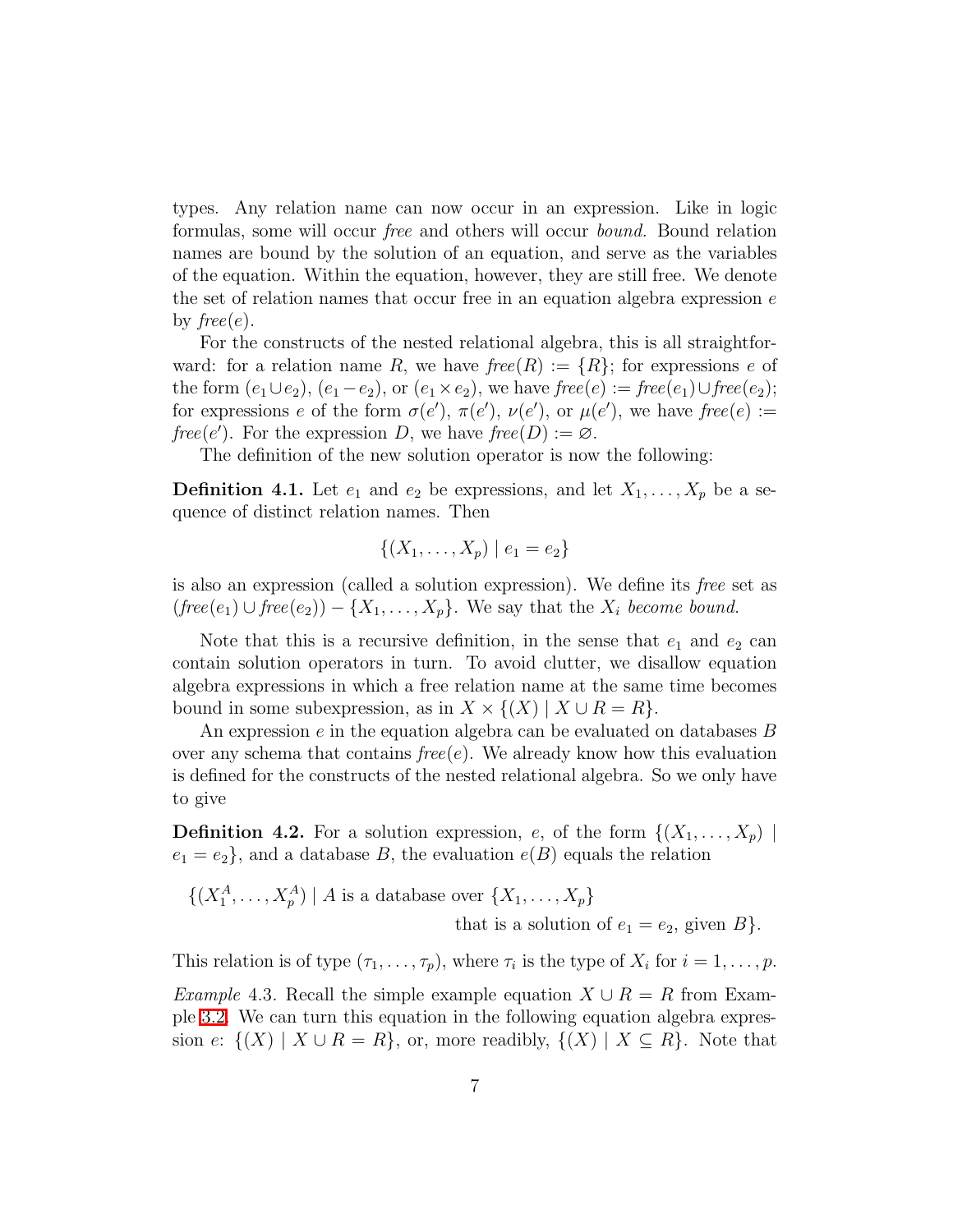types. Any relation name can now occur in an expression. Like in logic formulas, some will occur *free* and others will occur *bound.* Bound relation names are bound by the solution of an equation, and serve as the variables of the equation. Within the equation, however, they are still free. We denote the set of relation names that occur free in an equation algebra expression $e$ by $\mathit{free}(e)$.

For the constructs of the nested relational algebra, this is all straightforward: for a relation name $R$, we have $\mathit{free}(R) := \{R\}$; for expressions $e$ of the form $(e_1 \cup e_2)$, $(e_1 - e_2)$, or $(e_1 \times e_2)$, we have $\mathit{free}(e) := \mathit{free}(e_1) \cup \mathit{free}(e_2)$; for expressions $e$ of the form $\sigma(e')$, $\pi(e')$, $\nu(e')$, or $\mu(e')$, we have $\mathit{free}(e) := \mathit{free}(e')$. For the expression $D$, we have $\mathit{free}(D) := \varnothing$.

The definition of the new solution operator is now the following:

**Definition 4.1.** Let $e_1$ and $e_2$ be expressions, and let $X_1, \dots, X_p$ be a sequence of distinct relation names. Then

$$\{(X_1, \dots, X_p) \mid e_1 = e_2\}$$

is also an expression (called a solution expression). We define its *free* set as $(\mathit{free}(e_1) \cup \mathit{free}(e_2)) - \{X_1, \dots, X_p\}$. We say that the $X_i$ *become bound.*

Note that this is a recursive definition, in the sense that $e_1$ and $e_2$ can contain solution operators in turn. To avoid clutter, we disallow equation algebra expressions in which a free relation name at the same time becomes bound in some subexpression, as in $X \times \{(X) \mid X \cup R = R\}$.

An expression $e$ in the equation algebra can be evaluated on databases $B$ over any schema that contains $\mathit{free}(e)$. We already know how this evaluation is defined for the constructs of the nested relational algebra. So we only have to give

**Definition 4.2.** For a solution expression, $e$, of the form $\{(X_1, \dots, X_p) \mid e_1 = e_2\}$, and a database $B$, the evaluation $e(B)$ equals the relation

$$\{(X_1^A, \dots, X_p^A) \mid A \text{ is a database over } \{X_1, \dots, X_p\} \text{ that is a solution of } e_1 = e_2, \text{ given } B\}.$$

This relation is of type $(\tau_1, \dots, \tau_p)$, where $\tau_i$ is the type of $X_i$ for $i = 1, \dots, p$.

*Example* 4.3. Recall the simple example equation $X \cup R = R$ from Example 3.2. We can turn this equation in the following equation algebra expression $e$: $\{(X) \mid X \cup R = R\}$, or, more readibly, $\{(X) \mid X \subseteq R\}$. Note that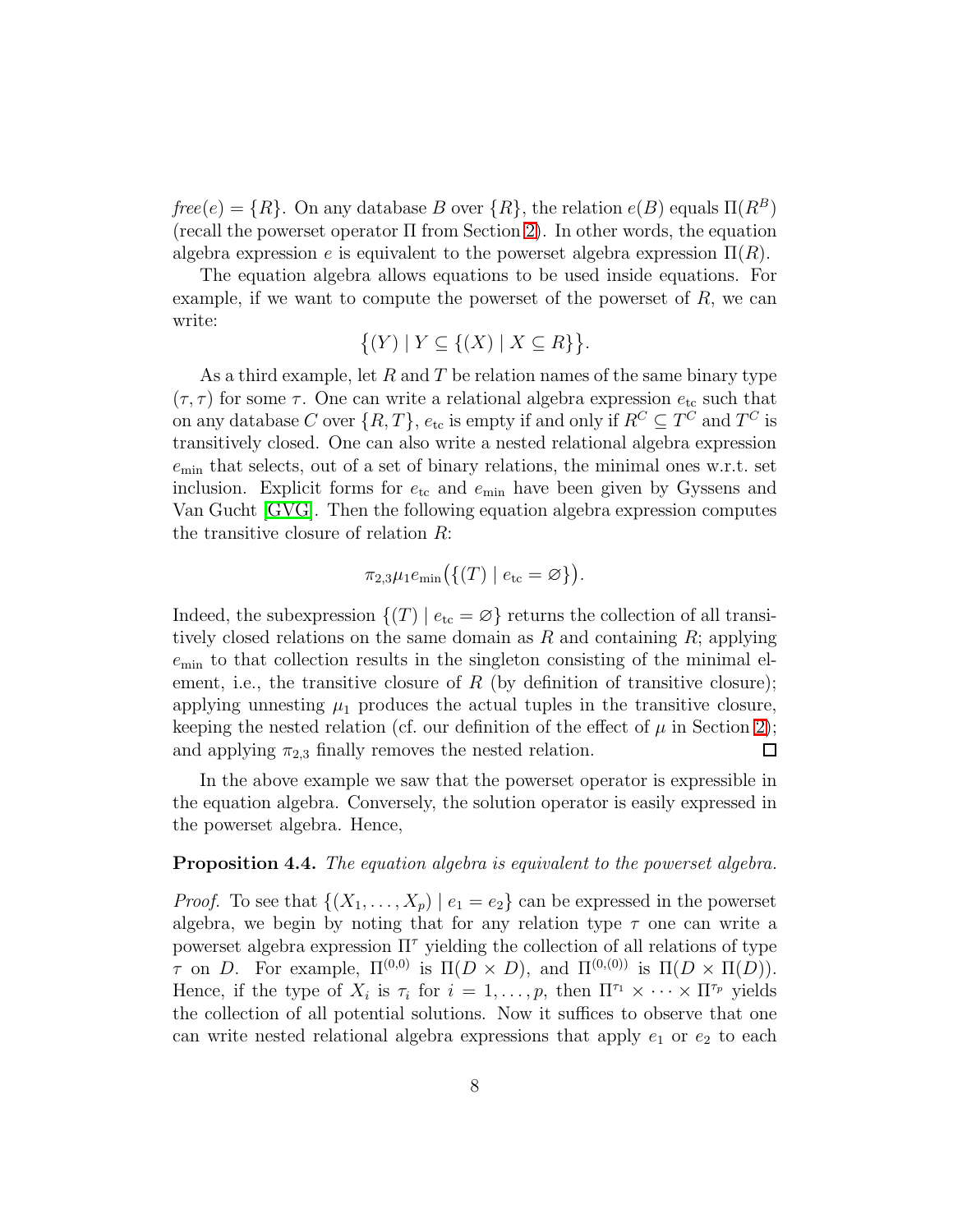*free*$(e) = \{R\}$. On any database $B$ over $\{R\}$, the relation $e(B)$ equals $\Pi(R^B)$ (recall the powerset operator $\Pi$ from Section 2). In other words, the equation algebra expression $e$ is equivalent to the powerset algebra expression $\Pi(R)$.

The equation algebra allows equations to be used inside equations. For example, if we want to compute the powerset of the powerset of $R$, we can write:

$$\{(Y) \mid Y \subseteq \{(X) \mid X \subseteq R\}\}.$$

As a third example, let $R$ and $T$ be relation names of the same binary type $(\tau, \tau)$ for some $\tau$. One can write a relational algebra expression $e_{\mathrm{tc}}$ such that on any database $C$ over $\{R, T\}$, $e_{\mathrm{tc}}$ is empty if and only if $R^C \subseteq T^C$ and $T^C$ is transitively closed. One can also write a nested relational algebra expression $e_{\min}$ that selects, out of a set of binary relations, the minimal ones w.r.t. set inclusion. Explicit forms for $e_{\mathrm{tc}}$ and $e_{\min}$ have been given by Gyssens and Van Gucht [GVG]. Then the following equation algebra expression computes the transitive closure of relation $R$:

$$\pi_{2,3}\mu_1 e_{\min}\big(\{(T) \mid e_{\mathrm{tc}} = \varnothing\}\big).$$

Indeed, the subexpression $\{(T) \mid e_{\mathrm{tc}} = \varnothing\}$ returns the collection of all transitively closed relations on the same domain as $R$ and containing $R$; applying $e_{\min}$ to that collection results in the singleton consisting of the minimal element, i.e., the transitive closure of $R$ (by definition of transitive closure); applying unnesting $\mu_1$ produces the actual tuples in the transitive closure, keeping the nested relation (cf. our definition of the effect of $\mu$ in Section 2); and applying $\pi_{2,3}$ finally removes the nested relation. □

In the above example we saw that the powerset operator is expressible in the equation algebra. Conversely, the solution operator is easily expressed in the powerset algebra. Hence,

**Proposition 4.4.** *The equation algebra is equivalent to the powerset algebra.*

*Proof.* To see that $\{(X_1, \dots, X_p) \mid e_1 = e_2\}$ can be expressed in the powerset algebra, we begin by noting that for any relation type $\tau$ one can write a powerset algebra expression $\Pi^\tau$ yielding the collection of all relations of type $\tau$ on $D$. For example, $\Pi^{(0,0)}$ is $\Pi(D \times D)$, and $\Pi^{(0,(0))}$ is $\Pi(D \times \Pi(D))$. Hence, if the type of $X_i$ is $\tau_i$ for $i = 1, \dots, p$, then $\Pi^{\tau_1} \times \cdots \times \Pi^{\tau_p}$ yields the collection of all potential solutions. Now it suffices to observe that one can write nested relational algebra expressions that apply $e_1$ or $e_2$ to each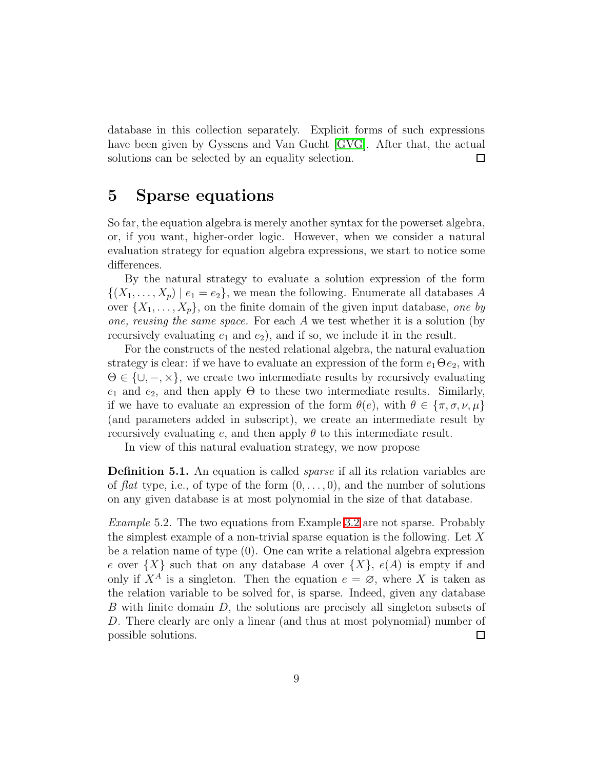database in this collection separately. Explicit forms of such expressions have been given by Gyssens and Van Gucht [GVG]. After that, the actual solutions can be selected by an equality selection. □

# 5 Sparse equations

So far, the equation algebra is merely another syntax for the powerset algebra, or, if you want, higher-order logic. However, when we consider a natural evaluation strategy for equation algebra expressions, we start to notice some differences.

By the natural strategy to evaluate a solution expression of the form $\{(X_1, \ldots, X_p) \mid e_1 = e_2\}$, we mean the following. Enumerate all databases $A$ over $\{X_1, \ldots, X_p\}$, on the finite domain of the given input database, *one by one, reusing the same space.* For each $A$ we test whether it is a solution (by recursively evaluating $e_1$ and $e_2$), and if so, we include it in the result.

For the constructs of the nested relational algebra, the natural evaluation strategy is clear: if we have to evaluate an expression of the form $e_1 \Theta e_2$, with $\Theta \in \{\cup, -, \times\}$, we create two intermediate results by recursively evaluating $e_1$ and $e_2$, and then apply $\Theta$ to these two intermediate results. Similarly, if we have to evaluate an expression of the form $\theta(e)$, with $\theta \in \{\pi, \sigma, \nu, \mu\}$ (and parameters added in subscript), we create an intermediate result by recursively evaluating $e$, and then apply $\theta$ to this intermediate result.

In view of this natural evaluation strategy, we now propose

**Definition 5.1.** An equation is called *sparse* if all its relation variables are of *flat* type, i.e., of type of the form $(0, \ldots, 0)$, and the number of solutions on any given database is at most polynomial in the size of that database.

*Example* 5.2. The two equations from Example 3.2 are not sparse. Probably the simplest example of a non-trivial sparse equation is the following. Let $X$ be a relation name of type $(0)$. One can write a relational algebra expression $e$ over $\{X\}$ such that on any database $A$ over $\{X\}$, $e(A)$ is empty if and only if $X^A$ is a singleton. Then the equation $e = \varnothing$, where $X$ is taken as the relation variable to be solved for, is sparse. Indeed, given any database $B$ with finite domain $D$, the solutions are precisely all singleton subsets of $D$. There clearly are only a linear (and thus at most polynomial) number of possible solutions. □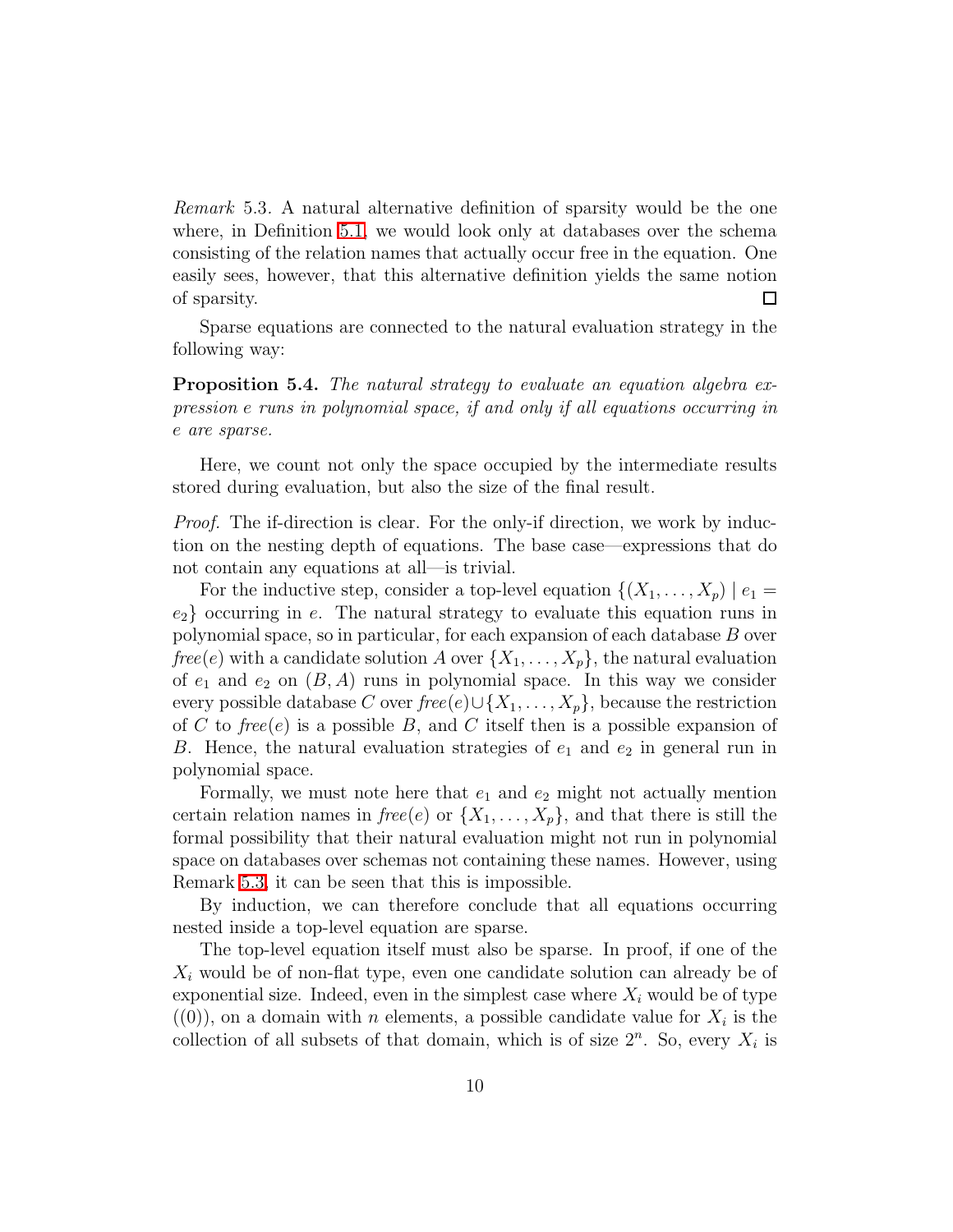*Remark* 5.3. A natural alternative definition of sparsity would be the one where, in Definition 5.1, we would look only at databases over the schema consisting of the relation names that actually occur free in the equation. One easily sees, however, that this alternative definition yields the same notion of sparsity. □

Sparse equations are connected to the natural evaluation strategy in the following way:

**Proposition 5.4.** *The natural strategy to evaluate an equation algebra expression $e$ runs in polynomial space, if and only if all equations occurring in $e$ are sparse.*

Here, we count not only the space occupied by the intermediate results stored during evaluation, but also the size of the final result.

*Proof.* The if-direction is clear. For the only-if direction, we work by induction on the nesting depth of equations. The base case—expressions that do not contain any equations at all—is trivial.

For the inductive step, consider a top-level equation $\{(X_1, \dots, X_p) \mid e_1 = e_2\}$ occurring in $e$. The natural strategy to evaluate this equation runs in polynomial space, so in particular, for each expansion of each database $B$ over $\mathit{free}(e)$ with a candidate solution $A$ over $\{X_1, \dots, X_p\}$, the natural evaluation of $e_1$ and $e_2$ on $(B, A)$ runs in polynomial space. In this way we consider every possible database $C$ over $\mathit{free}(e) \cup \{X_1, \dots, X_p\}$, because the restriction of $C$ to $\mathit{free}(e)$ is a possible $B$, and $C$ itself then is a possible expansion of $B$. Hence, the natural evaluation strategies of $e_1$ and $e_2$ in general run in polynomial space.

Formally, we must note here that $e_1$ and $e_2$ might not actually mention certain relation names in $\mathit{free}(e)$ or $\{X_1, \dots, X_p\}$, and that there is still the formal possibility that their natural evaluation might not run in polynomial space on databases over schemas not containing these names. However, using Remark 5.3, it can be seen that this is impossible.

By induction, we can therefore conclude that all equations occurring nested inside a top-level equation are sparse.

The top-level equation itself must also be sparse. In proof, if one of the $X_i$ would be of non-flat type, even one candidate solution can already be of exponential size. Indeed, even in the simplest case where $X_i$ would be of type $((0))$, on a domain with $n$ elements, a possible candidate value for $X_i$ is the collection of all subsets of that domain, which is of size $2^n$. So, every $X_i$ is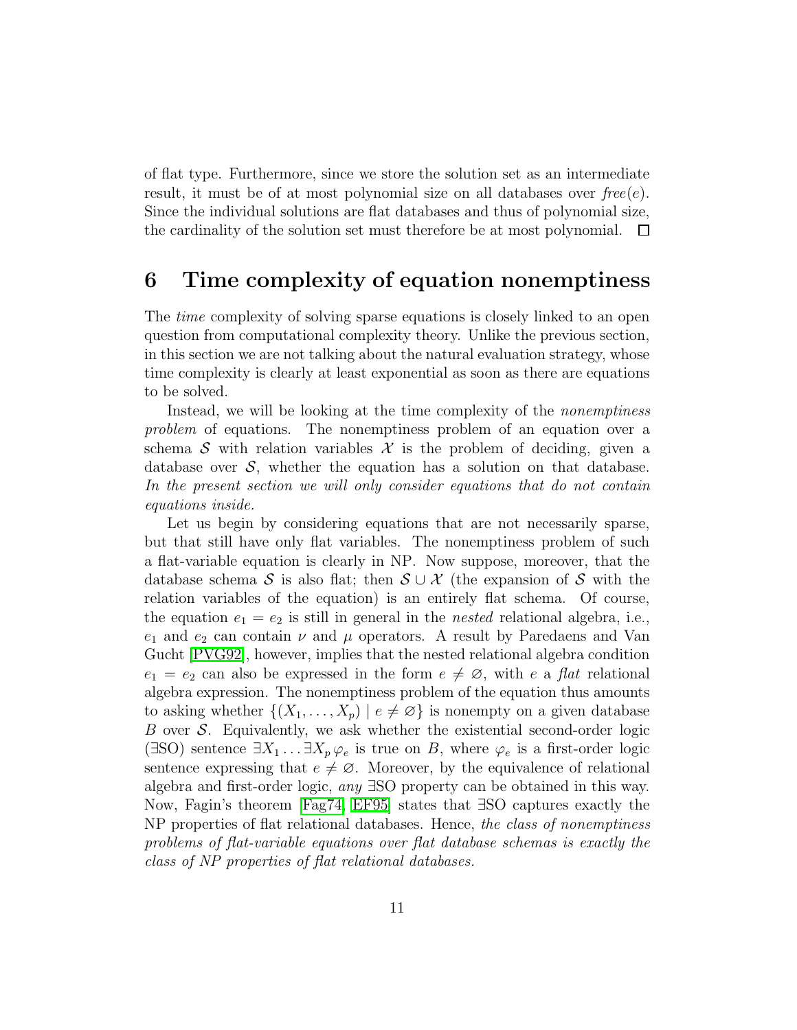of flat type. Furthermore, since we store the solution set as an intermediate result, it must be of at most polynomial size on all databases over *free*$(e)$. Since the individual solutions are flat databases and thus of polynomial size, the cardinality of the solution set must therefore be at most polynomial. □

# 6 Time complexity of equation nonemptiness

The *time* complexity of solving sparse equations is closely linked to an open question from computational complexity theory. Unlike the previous section, in this section we are not talking about the natural evaluation strategy, whose time complexity is clearly at least exponential as soon as there are equations to be solved.

Instead, we will be looking at the time complexity of the *nonemptiness problem* of equations. The nonemptiness problem of an equation over a schema $\mathcal{S}$ with relation variables $\mathcal{X}$ is the problem of deciding, given a database over $\mathcal{S}$, whether the equation has a solution on that database. *In the present section we will only consider equations that do not contain equations inside.*

Let us begin by considering equations that are not necessarily sparse, but that still have only flat variables. The nonemptiness problem of such a flat-variable equation is clearly in NP. Now suppose, moreover, that the database schema $\mathcal{S}$ is also flat; then $\mathcal{S} \cup \mathcal{X}$ (the expansion of $\mathcal{S}$ with the relation variables of the equation) is an entirely flat schema. Of course, the equation $e_1 = e_2$ is still in general in the *nested* relational algebra, i.e., $e_1$ and $e_2$ can contain $\nu$ and $\mu$ operators. A result by Paredaens and Van Gucht [PVG92], however, implies that the nested relational algebra condition $e_1 = e_2$ can also be expressed in the form $e \neq \varnothing$, with $e$ a *flat* relational algebra expression. The nonemptiness problem of the equation thus amounts to asking whether $\{(X_1, \dots, X_p) \mid e \neq \varnothing\}$ is nonempty on a given database $B$ over $\mathcal{S}$. Equivalently, we ask whether the existential second-order logic ($\exists$SO) sentence $\exists X_1 \dots \exists X_p \, \varphi_e$ is true on $B$, where $\varphi_e$ is a first-order logic sentence expressing that $e \neq \varnothing$. Moreover, by the equivalence of relational algebra and first-order logic, *any* $\exists$SO property can be obtained in this way. Now, Fagin's theorem [Fag74, EF95] states that $\exists$SO captures exactly the NP properties of flat relational databases. Hence, *the class of nonemptiness problems of flat-variable equations over flat database schemas is exactly the class of NP properties of flat relational databases.*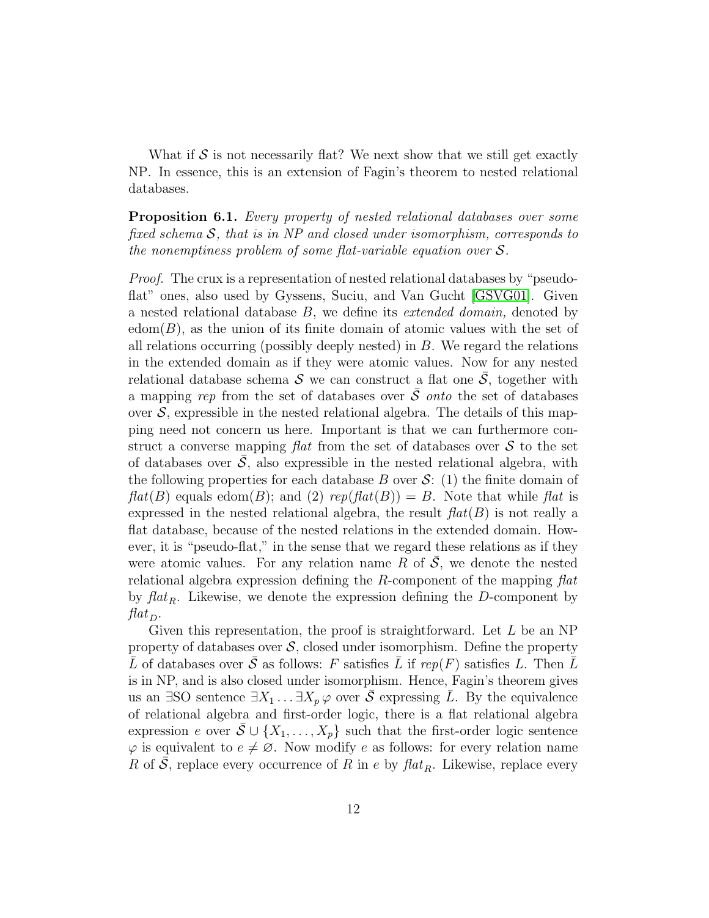What if $\mathcal{S}$ is not necessarily flat? We next show that we still get exactly NP. In essence, this is an extension of Fagin's theorem to nested relational databases.

**Proposition 6.1.** *Every property of nested relational databases over some fixed schema $\mathcal{S}$, that is in NP and closed under isomorphism, corresponds to the nonemptiness problem of some flat-variable equation over $\mathcal{S}$.*

*Proof.* The crux is a representation of nested relational databases by "pseudo-flat" ones, also used by Gyssens, Suciu, and Van Gucht [GSVG01]. Given a nested relational database $B$, we define its *extended domain,* denoted by $\text{edom}(B)$, as the union of its finite domain of atomic values with the set of all relations occurring (possibly deeply nested) in $B$. We regard the relations in the extended domain as if they were atomic values. Now for any nested relational database schema $\mathcal{S}$ we can construct a flat one $\bar{\mathcal{S}}$, together with a mapping *rep* from the set of databases over $\bar{\mathcal{S}}$ *onto* the set of databases over $\mathcal{S}$, expressible in the nested relational algebra. The details of this mapping need not concern us here. Important is that we can furthermore construct a converse mapping *flat* from the set of databases over $\mathcal{S}$ to the set of databases over $\bar{\mathcal{S}}$, also expressible in the nested relational algebra, with the following properties for each database $B$ over $\mathcal{S}$: (1) the finite domain of $\mathit{flat}(B)$ equals $\text{edom}(B)$; and (2) $\mathit{rep}(\mathit{flat}(B)) = B$. Note that while *flat* is expressed in the nested relational algebra, the result $\mathit{flat}(B)$ is not really a flat database, because of the nested relations in the extended domain. However, it is "pseudo-flat," in the sense that we regard these relations as if they were atomic values. For any relation name $R$ of $\bar{\mathcal{S}}$, we denote the nested relational algebra expression defining the $R$-component of the mapping *flat* by $\mathit{flat}_R$. Likewise, we denote the expression defining the $D$-component by $\mathit{flat}_D$.

Given this representation, the proof is straightforward. Let $L$ be an NP property of databases over $\mathcal{S}$, closed under isomorphism. Define the property $\bar{L}$ of databases over $\bar{\mathcal{S}}$ as follows: $F$ satisfies $\bar{L}$ if $\mathit{rep}(F)$ satisfies $L$. Then $\bar{L}$ is in NP, and is also closed under isomorphism. Hence, Fagin's theorem gives us an $\exists$SO sentence $\exists X_1 \ldots \exists X_p \, \varphi$ over $\bar{\mathcal{S}}$ expressing $\bar{L}$. By the equivalence of relational algebra and first-order logic, there is a flat relational algebra expression $e$ over $\bar{\mathcal{S}} \cup \{X_1, \ldots, X_p\}$ such that the first-order logic sentence $\varphi$ is equivalent to $e \neq \varnothing$. Now modify $e$ as follows: for every relation name $R$ of $\bar{\mathcal{S}}$, replace every occurrence of $R$ in $e$ by $\mathit{flat}_R$. Likewise, replace every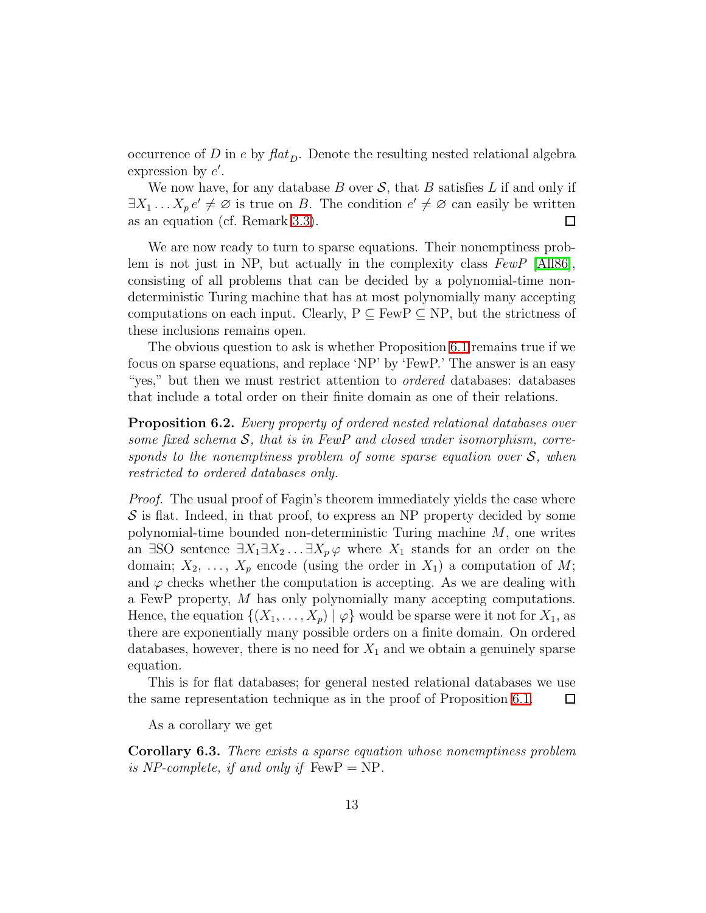occurrence of $D$ in $e$ by $\mathit{flat}_D$. Denote the resulting nested relational algebra expression by $e'$.

We now have, for any database $B$ over $\mathcal{S}$, that $B$ satisfies $L$ if and only if $\exists X_1 \dots X_p \, e' \neq \varnothing$ is true on $B$. The condition $e' \neq \varnothing$ can easily be written as an equation (cf. Remark 3.3). ☐

We are now ready to turn to sparse equations. Their nonemptiness problem is not just in NP, but actually in the complexity class *FewP* [All86], consisting of all problems that can be decided by a polynomial-time non-deterministic Turing machine that has at most polynomially many accepting computations on each input. Clearly, $\mathrm{P} \subseteq \mathrm{FewP} \subseteq \mathrm{NP}$, but the strictness of these inclusions remains open.

The obvious question to ask is whether Proposition 6.1 remains true if we focus on sparse equations, and replace 'NP' by 'FewP.' The answer is an easy "yes," but then we must restrict attention to *ordered* databases: databases that include a total order on their finite domain as one of their relations.

**Proposition 6.2.** *Every property of ordered nested relational databases over some fixed schema $\mathcal{S}$, that is in FewP and closed under isomorphism, corresponds to the nonemptiness problem of some sparse equation over $\mathcal{S}$, when restricted to ordered databases only.*

*Proof.* The usual proof of Fagin's theorem immediately yields the case where $\mathcal{S}$ is flat. Indeed, in that proof, to express an NP property decided by some polynomial-time bounded non-deterministic Turing machine $M$, one writes an $\exists$SO sentence $\exists X_1 \exists X_2 \dots \exists X_p \, \varphi$ where $X_1$ stands for an order on the domain; $X_2, \dots, X_p$ encode (using the order in $X_1$) a computation of $M$; and $\varphi$ checks whether the computation is accepting. As we are dealing with a FewP property, $M$ has only polynomially many accepting computations. Hence, the equation $\{(X_1, \dots, X_p) \mid \varphi\}$ would be sparse were it not for $X_1$, as there are exponentially many possible orders on a finite domain. On ordered databases, however, there is no need for $X_1$ and we obtain a genuinely sparse equation.

This is for flat databases; for general nested relational databases we use the same representation technique as in the proof of Proposition 6.1. ☐

As a corollary we get

**Corollary 6.3.** *There exists a sparse equation whose nonemptiness problem is NP-complete, if and only if* $\mathrm{FewP} = \mathrm{NP}$.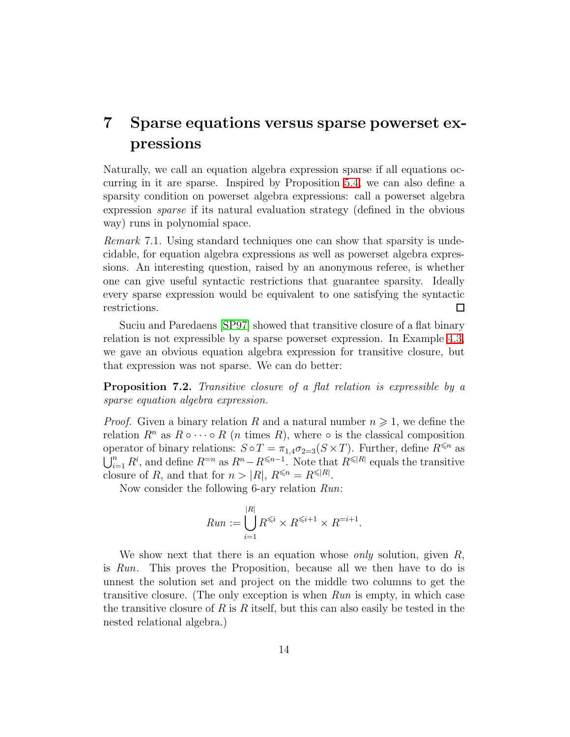# 7 Sparse equations versus sparse powerset expressions

Naturally, we call an equation algebra expression sparse if all equations occurring in it are sparse. Inspired by Proposition 5.4, we can also define a sparsity condition on powerset algebra expressions: call a powerset algebra expression *sparse* if its natural evaluation strategy (defined in the obvious way) runs in polynomial space.

*Remark* 7.1. Using standard techniques one can show that sparsity is undecidable, for equation algebra expressions as well as powerset algebra expressions. An interesting question, raised by an anonymous referee, is whether one can give useful syntactic restrictions that guarantee sparsity. Ideally every sparse expression would be equivalent to one satisfying the syntactic restrictions. □

Suciu and Paredaens [SP97] showed that transitive closure of a flat binary relation is not expressible by a sparse powerset expression. In Example 4.3, we gave an obvious equation algebra expression for transitive closure, but that expression was not sparse. We can do better:

**Proposition 7.2.** *Transitive closure of a flat relation is expressible by a sparse equation algebra expression.*

*Proof.* Given a binary relation $R$ and a natural number $n \geqslant 1$, we define the relation $R^n$ as $R \circ \cdots \circ R$ ($n$ times $R$), where $\circ$ is the classical composition operator of binary relations: $S \circ T = \pi_{1,4}\sigma_{2=3}(S \times T)$. Further, define $R^{\leqslant n}$ as $\bigcup_{i=1}^{n} R^i$, and define $R^{=n}$ as $R^n - R^{\leqslant n-1}$. Note that $R^{\leqslant |R|}$ equals the transitive closure of $R$, and that for $n > |R|$, $R^{\leqslant n} = R^{\leqslant |R|}$.

Now consider the following 6-ary relation *Run*:

$$Run := \bigcup_{i=1}^{|R|} R^{\leqslant i} \times R^{\leqslant i+1} \times R^{=i+1}.$$

We show next that there is an equation whose *only* solution, given $R$, is *Run*. This proves the Proposition, because all we then have to do is unnest the solution set and project on the middle two columns to get the transitive closure. (The only exception is when *Run* is empty, in which case the transitive closure of $R$ is $R$ itself, but this can also easily be tested in the nested relational algebra.)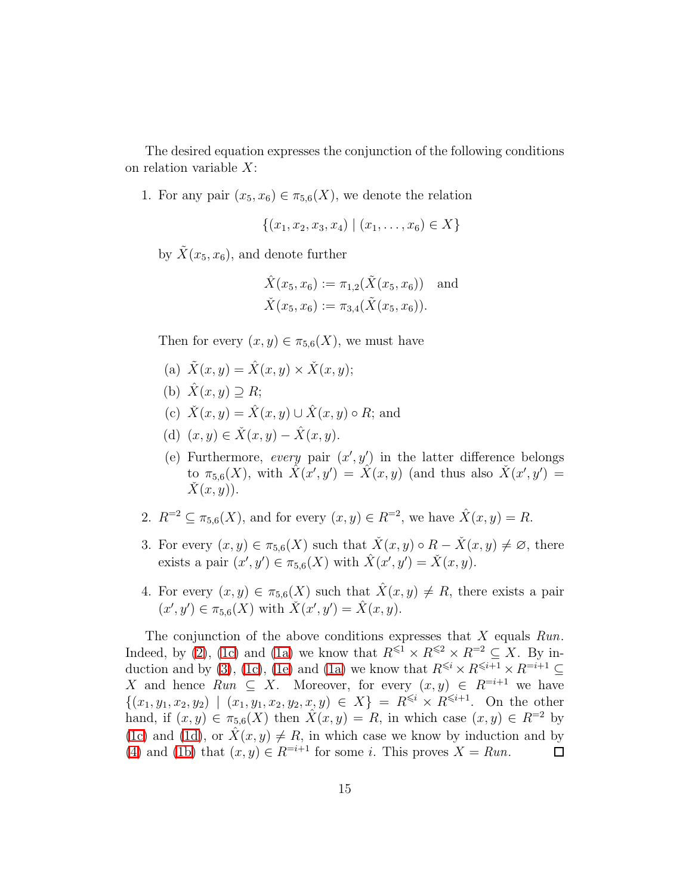The desired equation expresses the conjunction of the following conditions on relation variable $X$:

1. For any pair $(x_5, x_6) \in \pi_{5,6}(X)$, we denote the relation

   $$\{(x_1, x_2, x_3, x_4) \mid (x_1, \dots, x_6) \in X\}$$

   by $\tilde{X}(x_5, x_6)$, and denote further

   $$\hat{X}(x_5, x_6) := \pi_{1,2}(\tilde{X}(x_5, x_6)) \quad \text{and}$$
   $$\check{X}(x_5, x_6) := \pi_{3,4}(\tilde{X}(x_5, x_6)).$$

   Then for every $(x, y) \in \pi_{5,6}(X)$, we must have

   (a) $\tilde{X}(x, y) = \hat{X}(x, y) \times \check{X}(x, y)$;

   (b) $\hat{X}(x, y) \supseteq R$;

   (c) $\check{X}(x, y) = \hat{X}(x, y) \cup \hat{X}(x, y) \circ R$; and

   (d) $(x, y) \in \check{X}(x, y) - \hat{X}(x, y)$.

   (e) Furthermore, *every* pair $(x', y')$ in the latter difference belongs to $\pi_{5,6}(X)$, with $\hat{X}(x', y') = \hat{X}(x, y)$ (and thus also $\check{X}(x', y') = \check{X}(x, y)$).

2. $R^{=2} \subseteq \pi_{5,6}(X)$, and for every $(x, y) \in R^{=2}$, we have $\hat{X}(x, y) = R$.

3. For every $(x, y) \in \pi_{5,6}(X)$ such that $\check{X}(x, y) \circ R - \check{X}(x, y) \neq \varnothing$, there exists a pair $(x', y') \in \pi_{5,6}(X)$ with $\hat{X}(x', y') = \check{X}(x, y)$.

4. For every $(x, y) \in \pi_{5,6}(X)$ such that $\hat{X}(x, y) \neq R$, there exists a pair $(x', y') \in \pi_{5,6}(X)$ with $\check{X}(x', y') = \hat{X}(x, y)$.

The conjunction of the above conditions expresses that $X$ equals *Run*. Indeed, by (2), (1c) and (1a) we know that $R^{\leqslant 1} \times R^{\leqslant 2} \times R^{=2} \subseteq X$. By induction and by (3), (1c), (1e) and (1a) we know that $R^{\leqslant i} \times R^{\leqslant i+1} \times R^{=i+1} \subseteq X$ and hence $Run \subseteq X$. Moreover, for every $(x, y) \in R^{=i+1}$ we have $\{(x_1, y_1, x_2, y_2) \mid (x_1, y_1, x_2, y_2, x, y) \in X\} = R^{\leqslant i} \times R^{\leqslant i+1}$. On the other hand, if $(x, y) \in \pi_{5,6}(X)$ then $\hat{X}(x, y) = R$, in which case $(x, y) \in R^{=2}$ by (1c) and (1d), or $\hat{X}(x, y) \neq R$, in which case we know by induction and by (4) and (1b) that $(x, y) \in R^{=i+1}$ for some $i$. This proves $X = Run$. ∎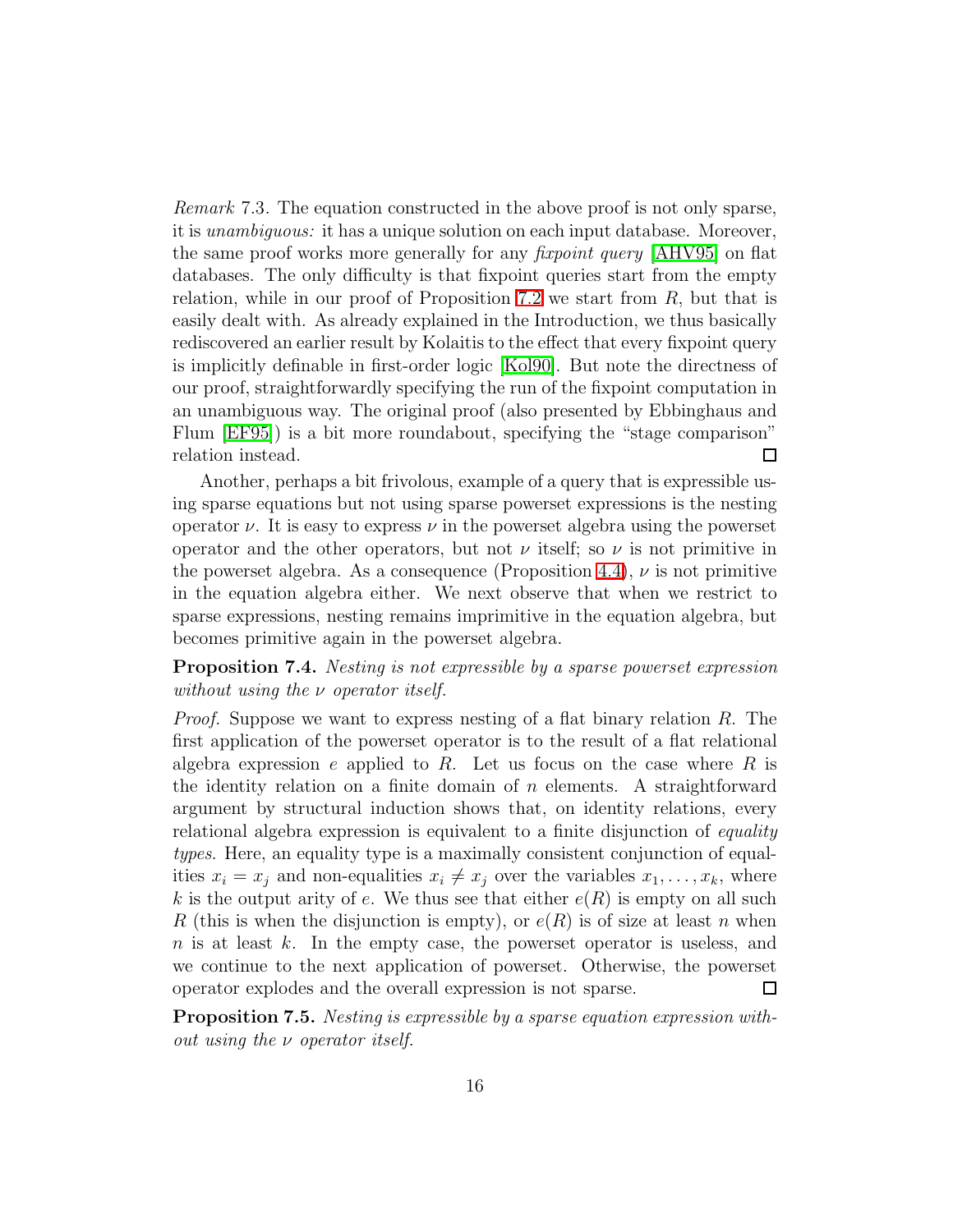*Remark* 7.3. The equation constructed in the above proof is not only sparse, it is *unambiguous:* it has a unique solution on each input database. Moreover, the same proof works more generally for any *fixpoint query* [AHV95] on flat databases. The only difficulty is that fixpoint queries start from the empty relation, while in our proof of Proposition 7.2 we start from $R$, but that is easily dealt with. As already explained in the Introduction, we thus basically rediscovered an earlier result by Kolaitis to the effect that every fixpoint query is implicitly definable in first-order logic [Kol90]. But note the directness of our proof, straightforwardly specifying the run of the fixpoint computation in an unambiguous way. The original proof (also presented by Ebbinghaus and Flum [EF95]) is a bit more roundabout, specifying the "stage comparison" relation instead. □

Another, perhaps a bit frivolous, example of a query that is expressible using sparse equations but not using sparse powerset expressions is the nesting operator $\nu$. It is easy to express $\nu$ in the powerset algebra using the powerset operator and the other operators, but not $\nu$ itself; so $\nu$ is not primitive in the powerset algebra. As a consequence (Proposition 4.4), $\nu$ is not primitive in the equation algebra either. We next observe that when we restrict to sparse expressions, nesting remains imprimitive in the equation algebra, but becomes primitive again in the powerset algebra.

**Proposition 7.4.** *Nesting is not expressible by a sparse powerset expression without using the $\nu$ operator itself.*

*Proof.* Suppose we want to express nesting of a flat binary relation $R$. The first application of the powerset operator is to the result of a flat relational algebra expression $e$ applied to $R$. Let us focus on the case where $R$ is the identity relation on a finite domain of $n$ elements. A straightforward argument by structural induction shows that, on identity relations, every relational algebra expression is equivalent to a finite disjunction of *equality types*. Here, an equality type is a maximally consistent conjunction of equalities $x_i = x_j$ and non-equalities $x_i \neq x_j$ over the variables $x_1, \dots, x_k$, where $k$ is the output arity of $e$. We thus see that either $e(R)$ is empty on all such $R$ (this is when the disjunction is empty), or $e(R)$ is of size at least $n$ when $n$ is at least $k$. In the empty case, the powerset operator is useless, and we continue to the next application of powerset. Otherwise, the powerset operator explodes and the overall expression is not sparse. □

**Proposition 7.5.** *Nesting is expressible by a sparse equation expression without using the $\nu$ operator itself.*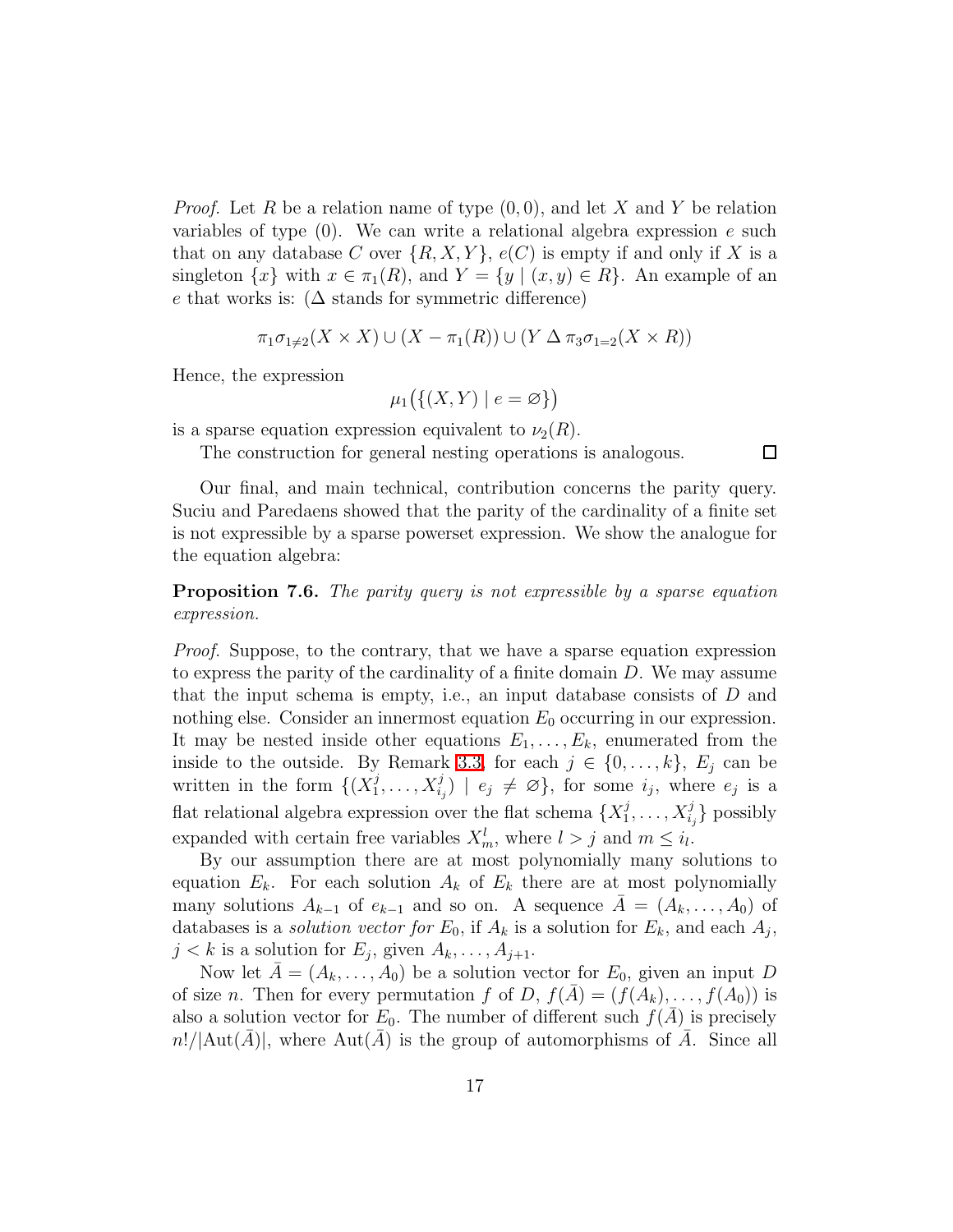*Proof.* Let $R$ be a relation name of type $(0, 0)$, and let $X$ and $Y$ be relation variables of type $(0)$. We can write a relational algebra expression $e$ such that on any database $C$ over $\{R, X, Y\}$, $e(C)$ is empty if and only if $X$ is a singleton $\{x\}$ with $x \in \pi_1(R)$, and $Y = \{y \mid (x, y) \in R\}$. An example of an $e$ that works is: ($\Delta$ stands for symmetric difference)

$$\pi_1\sigma_{1\neq 2}(X \times X) \cup (X - \pi_1(R)) \cup (Y \,\Delta\, \pi_3\sigma_{1=2}(X \times R))$$

Hence, the expression

$$\mu_1\big(\{(X, Y) \mid e = \varnothing\}\big)$$

is a sparse equation expression equivalent to $\nu_2(R)$.

The construction for general nesting operations is analogous. ☐

Our final, and main technical, contribution concerns the parity query. Suciu and Paredaens showed that the parity of the cardinality of a finite set is not expressible by a sparse powerset expression. We show the analogue for the equation algebra:

**Proposition 7.6.** *The parity query is not expressible by a sparse equation expression.*

*Proof.* Suppose, to the contrary, that we have a sparse equation expression to express the parity of the cardinality of a finite domain $D$. We may assume that the input schema is empty, i.e., an input database consists of $D$ and nothing else. Consider an innermost equation $E_0$ occurring in our expression. It may be nested inside other equations $E_1, \dots, E_k$, enumerated from the inside to the outside. By Remark 3.3, for each $j \in \{0, \dots, k\}$, $E_j$ can be written in the form $\{(X_1^j, \dots, X_{i_j}^j) \mid e_j \neq \varnothing\}$, for some $i_j$, where $e_j$ is a flat relational algebra expression over the flat schema $\{X_1^j, \dots, X_{i_j}^j\}$ possibly expanded with certain free variables $X_m^l$, where $l > j$ and $m \leq i_l$.

By our assumption there are at most polynomially many solutions to equation $E_k$. For each solution $A_k$ of $E_k$ there are at most polynomially many solutions $A_{k-1}$ of $e_{k-1}$ and so on. A sequence $\bar{A} = (A_k, \dots, A_0)$ of databases is a *solution vector for* $E_0$, if $A_k$ is a solution for $E_k$, and each $A_j$, $j < k$ is a solution for $E_j$, given $A_k, \dots, A_{j+1}$.

Now let $\bar{A} = (A_k, \dots, A_0)$ be a solution vector for $E_0$, given an input $D$ of size $n$. Then for every permutation $f$ of $D$, $f(\bar{A}) = (f(A_k), \dots, f(A_0))$ is also a solution vector for $E_0$. The number of different such $f(\bar{A})$ is precisely $n!/|\mathrm{Aut}(\bar{A})|$, where $\mathrm{Aut}(\bar{A})$ is the group of automorphisms of $\bar{A}$. Since all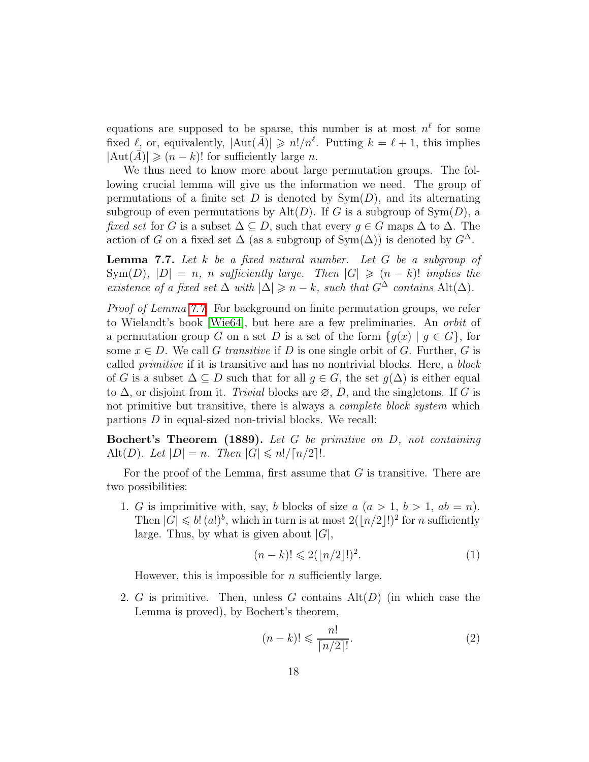equations are supposed to be sparse, this number is at most $n^\ell$ for some fixed $\ell$, or, equivalently, $|\mathrm{Aut}(\bar{A})| \geqslant n!/n^\ell$. Putting $k = \ell + 1$, this implies $|\mathrm{Aut}(\bar{A})| \geqslant (n-k)!$ for sufficiently large $n$.

We thus need to know more about large permutation groups. The following crucial lemma will give us the information we need. The group of permutations of a finite set $D$ is denoted by $\mathrm{Sym}(D)$, and its alternating subgroup of even permutations by $\mathrm{Alt}(D)$. If $G$ is a subgroup of $\mathrm{Sym}(D)$, a *fixed set* for $G$ is a subset $\Delta \subseteq D$, such that every $g \in G$ maps $\Delta$ to $\Delta$. The action of $G$ on a fixed set $\Delta$ (as a subgroup of $\mathrm{Sym}(\Delta)$) is denoted by $G^\Delta$.

**Lemma 7.7.** *Let $k$ be a fixed natural number. Let $G$ be a subgroup of $\mathrm{Sym}(D)$, $|D| = n$, $n$ sufficiently large. Then $|G| \geqslant (n-k)!$ implies the existence of a fixed set $\Delta$ with $|\Delta| \geqslant n-k$, such that $G^\Delta$ contains $\mathrm{Alt}(\Delta)$.*

*Proof of Lemma 7.7.* For background on finite permutation groups, we refer to Wielandt's book [Wie64], but here are a few preliminaries. An *orbit* of a permutation group $G$ on a set $D$ is a set of the form $\{g(x) \mid g \in G\}$, for some $x \in D$. We call $G$ *transitive* if $D$ is one single orbit of $G$. Further, $G$ is called *primitive* if it is transitive and has no nontrivial blocks. Here, a *block* of $G$ is a subset $\Delta \subseteq D$ such that for all $g \in G$, the set $g(\Delta)$ is either equal to $\Delta$, or disjoint from it. *Trivial* blocks are $\varnothing$, $D$, and the singletons. If $G$ is not primitive but transitive, there is always a *complete block system* which partions $D$ in equal-sized non-trivial blocks. We recall:

**Bochert's Theorem (1889).** *Let $G$ be primitive on $D$, not containing $\mathrm{Alt}(D)$. Let $|D| = n$. Then $|G| \leqslant n!/\lceil n/2 \rceil!$.*

For the proof of the Lemma, first assume that $G$ is transitive. There are two possibilities:

1. $G$ is imprimitive with, say, $b$ blocks of size $a$ ($a > 1$, $b > 1$, $ab = n$). Then $|G| \leqslant b!\,(a!)^b$, which in turn is at most $2(\lfloor n/2 \rfloor!)^2$ for $n$ sufficiently large. Thus, by what is given about $|G|$,
$$(n-k)! \leqslant 2(\lfloor n/2 \rfloor!)^2. \tag{1}$$
However, this is impossible for $n$ sufficiently large.

2. $G$ is primitive. Then, unless $G$ contains $\mathrm{Alt}(D)$ (in which case the Lemma is proved), by Bochert's theorem,
$$(n-k)! \leqslant \frac{n!}{\lceil n/2 \rceil!}. \tag{2}$$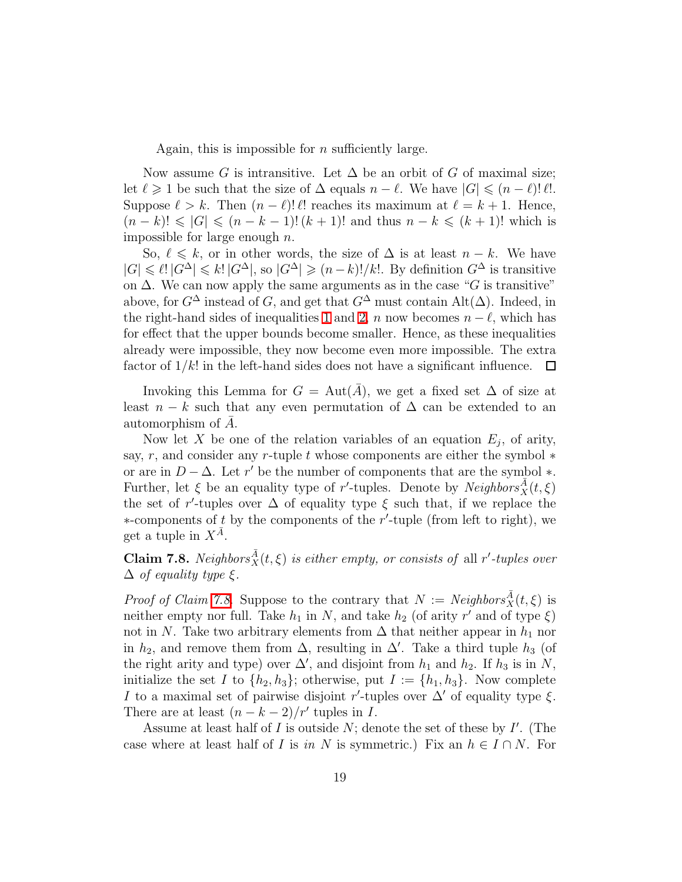Again, this is impossible for $n$ sufficiently large.

Now assume $G$ is intransitive. Let $\Delta$ be an orbit of $G$ of maximal size; let $\ell \geqslant 1$ be such that the size of $\Delta$ equals $n - \ell$. We have $|G| \leqslant (n-\ell)!\,\ell!$. Suppose $\ell > k$. Then $(n-\ell)!\,\ell!$ reaches its maximum at $\ell = k+1$. Hence, $(n-k)! \leqslant |G| \leqslant (n-k-1)!\,(k+1)!$ and thus $n - k \leqslant (k+1)!$ which is impossible for large enough $n$.

So, $\ell \leqslant k$, or in other words, the size of $\Delta$ is at least $n-k$. We have $|G| \leqslant \ell!\,|G^\Delta| \leqslant k!\,|G^\Delta|$, so $|G^\Delta| \geqslant (n-k)!/k!$. By definition $G^\Delta$ is transitive on $\Delta$. We can now apply the same arguments as in the case "$G$ is transitive" above, for $G^\Delta$ instead of $G$, and get that $G^\Delta$ must contain $\mathrm{Alt}(\Delta)$. Indeed, in the right-hand sides of inequalities 1 and 2, $n$ now becomes $n - \ell$, which has for effect that the upper bounds become smaller. Hence, as these inequalities already were impossible, they now become even more impossible. The extra factor of $1/k!$ in the left-hand sides does not have a significant influence. $\square$

Invoking this Lemma for $G = \mathrm{Aut}(\bar{A})$, we get a fixed set $\Delta$ of size at least $n-k$ such that any even permutation of $\Delta$ can be extended to an automorphism of $\bar{A}$.

Now let $X$ be one of the relation variables of an equation $E_j$, of arity, say, $r$, and consider any $r$-tuple $t$ whose components are either the symbol $*$ or are in $D - \Delta$. Let $r'$ be the number of components that are the symbol $*$. Further, let $\xi$ be an equality type of $r'$-tuples. Denote by $\mathit{Neighbors}_X^{\bar{A}}(t, \xi)$ the set of $r'$-tuples over $\Delta$ of equality type $\xi$ such that, if we replace the $*$-components of $t$ by the components of the $r'$-tuple (from left to right), we get a tuple in $X^{\bar{A}}$.

**Claim 7.8.** *$\mathit{Neighbors}_X^{\bar{A}}(t, \xi)$ is either empty, or consists of* all *$r'$-tuples over $\Delta$ of equality type $\xi$.*

*Proof of Claim 7.8.* Suppose to the contrary that $N := \mathit{Neighbors}_X^{\bar{A}}(t, \xi)$ is neither empty nor full. Take $h_1$ in $N$, and take $h_2$ (of arity $r'$ and of type $\xi$) not in $N$. Take two arbitrary elements from $\Delta$ that neither appear in $h_1$ nor in $h_2$, and remove them from $\Delta$, resulting in $\Delta'$. Take a third tuple $h_3$ (of the right arity and type) over $\Delta'$, and disjoint from $h_1$ and $h_2$. If $h_3$ is in $N$, initialize the set $I$ to $\{h_2, h_3\}$; otherwise, put $I := \{h_1, h_3\}$. Now complete $I$ to a maximal set of pairwise disjoint $r'$-tuples over $\Delta'$ of equality type $\xi$. There are at least $(n-k-2)/r'$ tuples in $I$.

Assume at least half of $I$ is outside $N$; denote the set of these by $I'$. (The case where at least half of $I$ is *in* $N$ is symmetric.) Fix an $h \in I \cap N$. For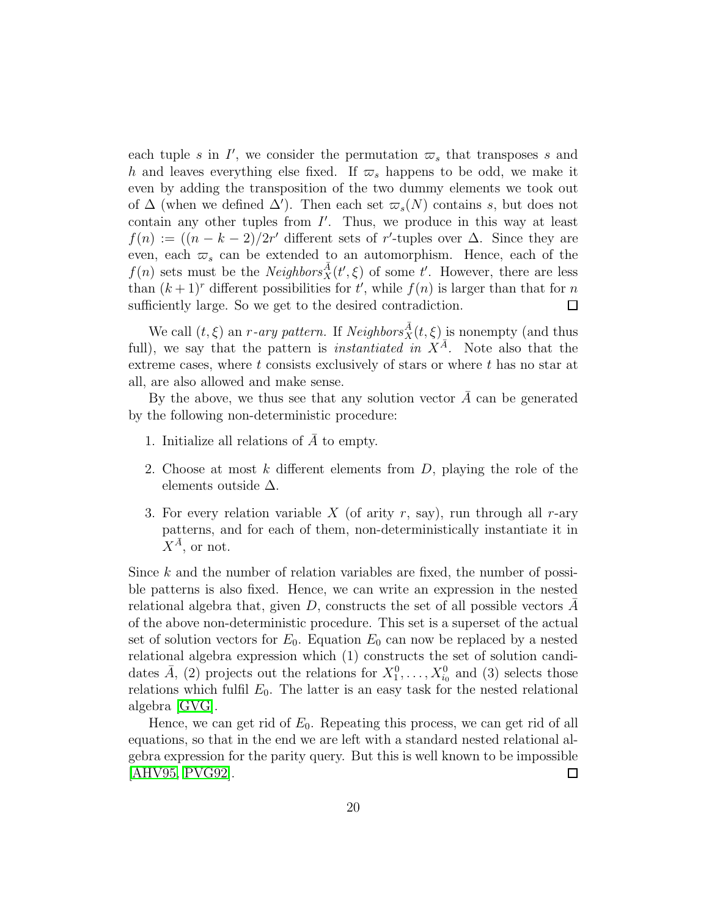each tuple $s$ in $I'$, we consider the permutation $\varpi_s$ that transposes $s$ and $h$ and leaves everything else fixed. If $\varpi_s$ happens to be odd, we make it even by adding the transposition of the two dummy elements we took out of $\Delta$ (when we defined $\Delta'$). Then each set $\varpi_s(N)$ contains $s$, but does not contain any other tuples from $I'$. Thus, we produce in this way at least $f(n) := ((n-k-2)/2r'$ different sets of $r'$-tuples over $\Delta$. Since they are even, each $\varpi_s$ can be extended to an automorphism. Hence, each of the $f(n)$ sets must be the $\mathit{Neighbors}_X^{\bar{A}}(t', \xi)$ of some $t'$. However, there are less than $(k+1)^r$ different possibilities for $t'$, while $f(n)$ is larger than that for $n$ sufficiently large. So we get to the desired contradiction. □

We call $(t, \xi)$ an *$r$-ary pattern.* If $\mathit{Neighbors}_X^{\bar{A}}(t, \xi)$ is nonempty (and thus full), we say that the pattern is *instantiated in $X^{\bar{A}}$.* Note also that the extreme cases, where $t$ consists exclusively of stars or where $t$ has no star at all, are also allowed and make sense.

By the above, we thus see that any solution vector $\bar{A}$ can be generated by the following non-deterministic procedure:

1. Initialize all relations of $\bar{A}$ to empty.
2. Choose at most $k$ different elements from $D$, playing the role of the elements outside $\Delta$.
3. For every relation variable $X$ (of arity $r$, say), run through all $r$-ary patterns, and for each of them, non-deterministically instantiate it in $X^{\bar{A}}$, or not.

Since $k$ and the number of relation variables are fixed, the number of possible patterns is also fixed. Hence, we can write an expression in the nested relational algebra that, given $D$, constructs the set of all possible vectors $\bar{A}$ of the above non-deterministic procedure. This set is a superset of the actual set of solution vectors for $E_0$. Equation $E_0$ can now be replaced by a nested relational algebra expression which (1) constructs the set of solution candidates $\bar{A}$, (2) projects out the relations for $X_1^0, \ldots, X_{i_0}^0$ and (3) selects those relations which fulfil $E_0$. The latter is an easy task for the nested relational algebra [GVG].

Hence, we can get rid of $E_0$. Repeating this process, we can get rid of all equations, so that in the end we are left with a standard nested relational algebra expression for the parity query. But this is well known to be impossible [AHV95, PVG92]. □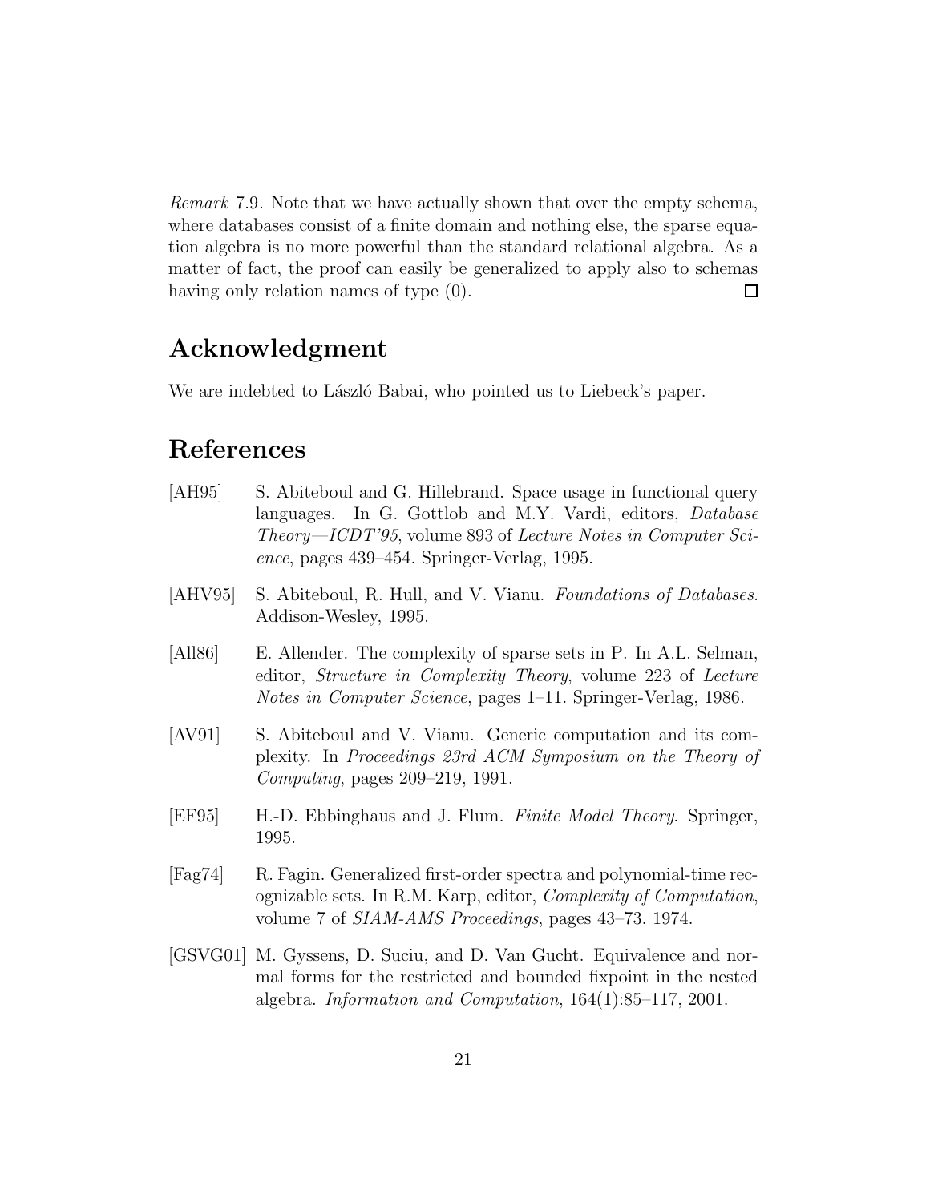*Remark* 7.9. Note that we have actually shown that over the empty schema, where databases consist of a finite domain and nothing else, the sparse equation algebra is no more powerful than the standard relational algebra. As a matter of fact, the proof can easily be generalized to apply also to schemas having only relation names of type (0). □

## Acknowledgment

We are indebted to László Babai, who pointed us to Liebeck's paper.

## References

[AH95] S. Abiteboul and G. Hillebrand. Space usage in functional query languages. In G. Gottlob and M.Y. Vardi, editors, *Database Theory—ICDT'95*, volume 893 of *Lecture Notes in Computer Science*, pages 439–454. Springer-Verlag, 1995.

[AHV95] S. Abiteboul, R. Hull, and V. Vianu. *Foundations of Databases*. Addison-Wesley, 1995.

[All86] E. Allender. The complexity of sparse sets in P. In A.L. Selman, editor, *Structure in Complexity Theory*, volume 223 of *Lecture Notes in Computer Science*, pages 1–11. Springer-Verlag, 1986.

[AV91] S. Abiteboul and V. Vianu. Generic computation and its complexity. In *Proceedings 23rd ACM Symposium on the Theory of Computing*, pages 209–219, 1991.

[EF95] H.-D. Ebbinghaus and J. Flum. *Finite Model Theory*. Springer, 1995.

[Fag74] R. Fagin. Generalized first-order spectra and polynomial-time recognizable sets. In R.M. Karp, editor, *Complexity of Computation*, volume 7 of *SIAM-AMS Proceedings*, pages 43–73. 1974.

[GSVG01] M. Gyssens, D. Suciu, and D. Van Gucht. Equivalence and normal forms for the restricted and bounded fixpoint in the nested algebra. *Information and Computation*, 164(1):85–117, 2001.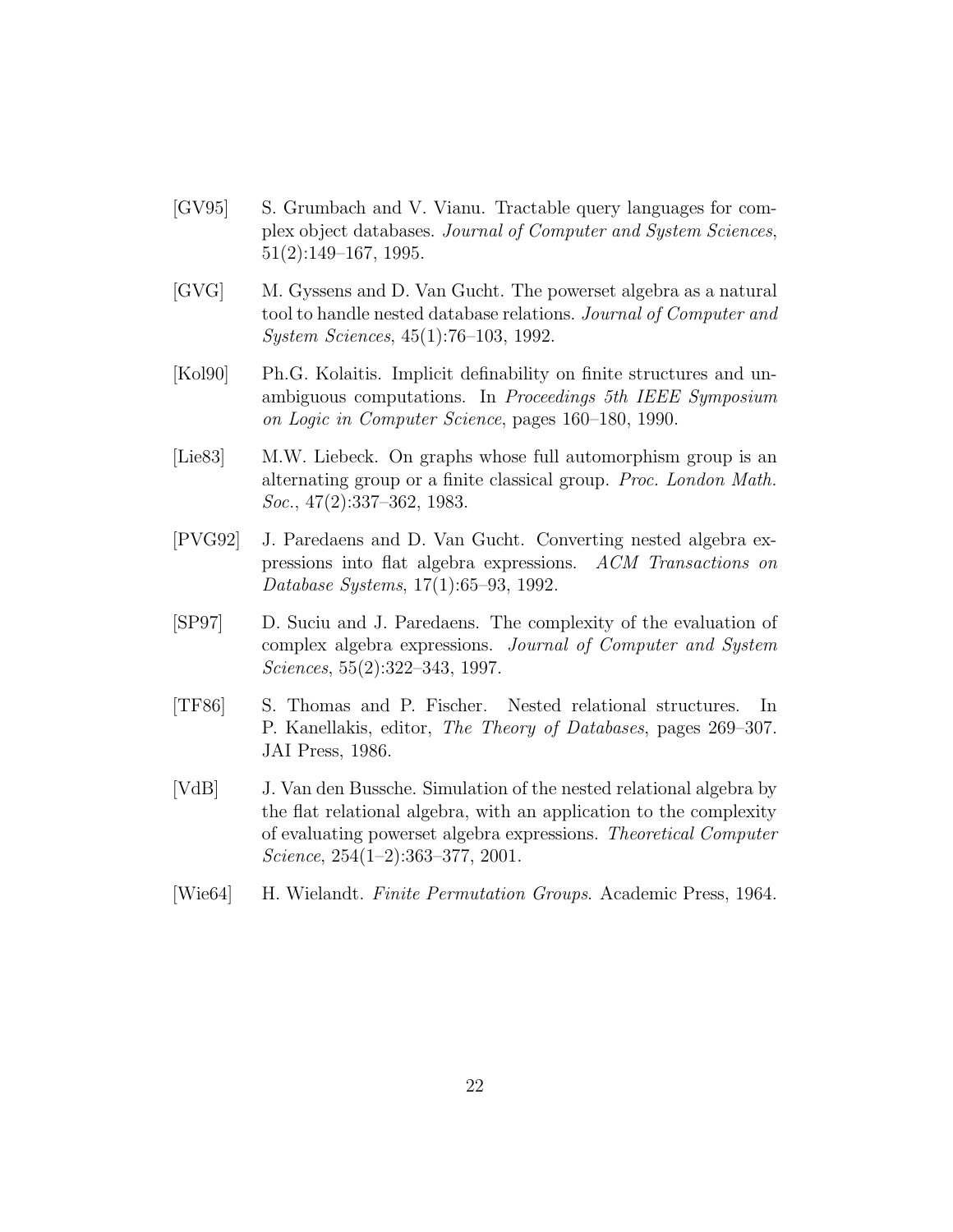[GV95] S. Grumbach and V. Vianu. Tractable query languages for complex object databases. *Journal of Computer and System Sciences*, 51(2):149–167, 1995.

[GVG] M. Gyssens and D. Van Gucht. The powerset algebra as a natural tool to handle nested database relations. *Journal of Computer and System Sciences*, 45(1):76–103, 1992.

[Kol90] Ph.G. Kolaitis. Implicit definability on finite structures and unambiguous computations. In *Proceedings 5th IEEE Symposium on Logic in Computer Science*, pages 160–180, 1990.

[Lie83] M.W. Liebeck. On graphs whose full automorphism group is an alternating group or a finite classical group. *Proc. London Math. Soc.*, 47(2):337–362, 1983.

[PVG92] J. Paredaens and D. Van Gucht. Converting nested algebra expressions into flat algebra expressions. *ACM Transactions on Database Systems*, 17(1):65–93, 1992.

[SP97] D. Suciu and J. Paredaens. The complexity of the evaluation of complex algebra expressions. *Journal of Computer and System Sciences*, 55(2):322–343, 1997.

[TF86] S. Thomas and P. Fischer. Nested relational structures. In P. Kanellakis, editor, *The Theory of Databases*, pages 269–307. JAI Press, 1986.

[VdB] J. Van den Bussche. Simulation of the nested relational algebra by the flat relational algebra, with an application to the complexity of evaluating powerset algebra expressions. *Theoretical Computer Science*, 254(1–2):363–377, 2001.

[Wie64] H. Wielandt. *Finite Permutation Groups*. Academic Press, 1964.